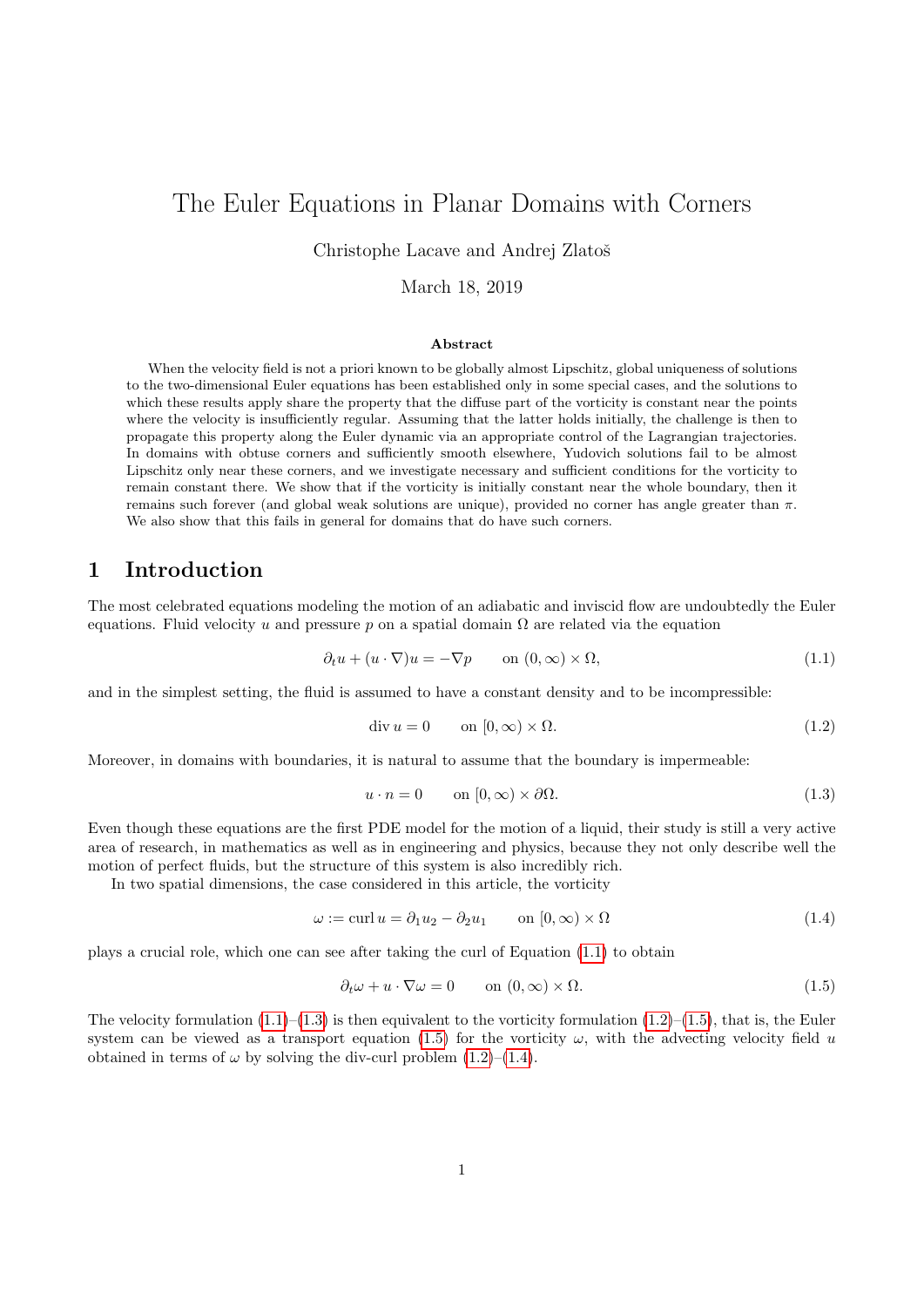# The Euler Equations in Planar Domains with Corners

Christophe Lacave and Andrej Zlatoš

March 18, 2019

### Abstract

When the velocity field is not a priori known to be globally almost Lipschitz, global uniqueness of solutions to the two-dimensional Euler equations has been established only in some special cases, and the solutions to which these results apply share the property that the diffuse part of the vorticity is constant near the points where the velocity is insufficiently regular. Assuming that the latter holds initially, the challenge is then to propagate this property along the Euler dynamic via an appropriate control of the Lagrangian trajectories. In domains with obtuse corners and sufficiently smooth elsewhere, Yudovich solutions fail to be almost Lipschitz only near these corners, and we investigate necessary and sufficient conditions for the vorticity to remain constant there. We show that if the vorticity is initially constant near the whole boundary, then it remains such forever (and global weak solutions are unique), provided no corner has angle greater than $\pi$. We also show that this fails in general for domains that do have such corners.

## 1 Introduction

The most celebrated equations modeling the motion of an adiabatic and inviscid flow are undoubtedly the Euler equations. Fluid velocity $u$ and pressure $p$ on a spatial domain $\Omega$ are related via the equation

$$\partial_t u + (u \cdot \nabla)u = -\nabla p \qquad \text{on } (0,\infty) \times \Omega, \tag{1.1}$$

and in the simplest setting, the fluid is assumed to have a constant density and to be incompressible:

$$\operatorname{div} u = 0 \qquad \text{on } [0,\infty) \times \Omega. \tag{1.2}$$

Moreover, in domains with boundaries, it is natural to assume that the boundary is impermeable:

$$u \cdot n = 0 \qquad \text{on } [0,\infty) \times \partial\Omega. \tag{1.3}$$

Even though these equations are the first PDE model for the motion of a liquid, their study is still a very active area of research, in mathematics as well as in engineering and physics, because they not only describe well the motion of perfect fluids, but the structure of this system is also incredibly rich.

In two spatial dimensions, the case considered in this article, the vorticity

$$\omega := \operatorname{curl} u = \partial_1 u_2 - \partial_2 u_1 \qquad \text{on } [0,\infty) \times \Omega \tag{1.4}$$

plays a crucial role, which one can see after taking the curl of Equation (1.1) to obtain

$$\partial_t \omega + u \cdot \nabla \omega = 0 \qquad \text{on } (0,\infty) \times \Omega. \tag{1.5}$$

The velocity formulation (1.1)–(1.3) is then equivalent to the vorticity formulation (1.2)–(1.5), that is, the Euler system can be viewed as a transport equation (1.5) for the vorticity $\omega$, with the advecting velocity field $u$ obtained in terms of $\omega$ by solving the div-curl problem (1.2)–(1.4).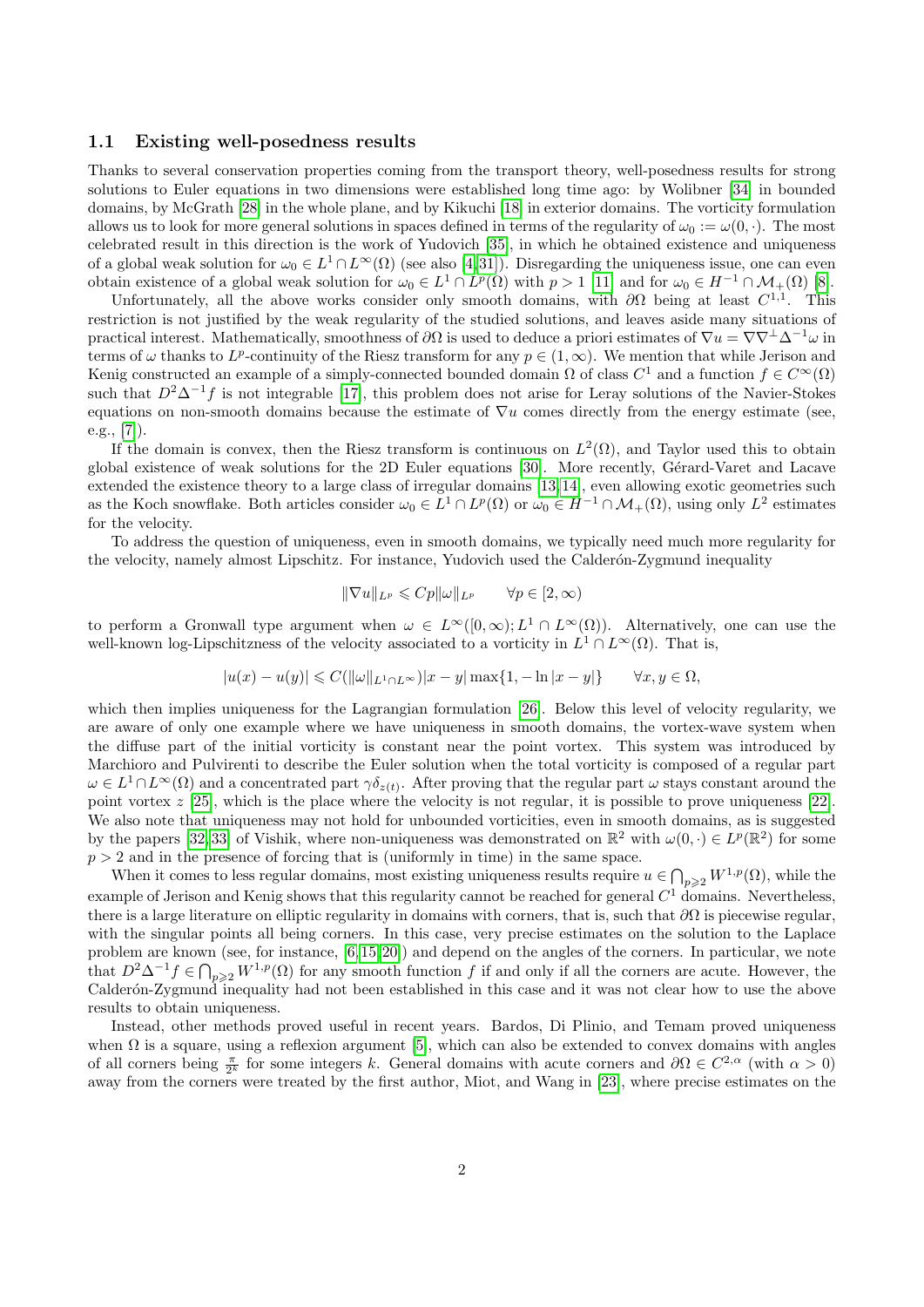### 1.1 Existing well-posedness results

Thanks to several conservation properties coming from the transport theory, well-posedness results for strong solutions to Euler equations in two dimensions were established long time ago: by Wolibner [34] in bounded domains, by McGrath [28] in the whole plane, and by Kikuchi [18] in exterior domains. The vorticity formulation allows us to look for more general solutions in spaces defined in terms of the regularity of $\omega_0 := \omega(0,\cdot)$. The most celebrated result in this direction is the work of Yudovich [35], in which he obtained existence and uniqueness of a global weak solution for $\omega_0 \in L^1 \cap L^\infty(\Omega)$ (see also [4,31]). Disregarding the uniqueness issue, one can even obtain existence of a global weak solution for $\omega_0 \in L^1 \cap L^p(\Omega)$ with $p > 1$ [11] and for $\omega_0 \in H^{-1} \cap \mathcal{M}_+(\Omega)$ [8].

Unfortunately, all the above works consider only smooth domains, with $\partial\Omega$ being at least $C^{1,1}$. This restriction is not justified by the weak regularity of the studied solutions, and leaves aside many situations of practical interest. Mathematically, smoothness of $\partial\Omega$ is used to deduce a priori estimates of $\nabla u = \nabla\nabla^\perp\Delta^{-1}\omega$ in terms of $\omega$ thanks to $L^p$-continuity of the Riesz transform for any $p \in (1,\infty)$. We mention that while Jerison and Kenig constructed an example of a simply-connected bounded domain $\Omega$ of class $C^1$ and a function $f \in C^\infty(\Omega)$ such that $D^2\Delta^{-1}f$ is not integrable [17], this problem does not arise for Leray solutions of the Navier-Stokes equations on non-smooth domains because the estimate of $\nabla u$ comes directly from the energy estimate (see, e.g., [7]).

If the domain is convex, then the Riesz transform is continuous on $L^2(\Omega)$, and Taylor used this to obtain global existence of weak solutions for the 2D Euler equations [30]. More recently, Gérard-Varet and Lacave extended the existence theory to a large class of irregular domains [13,14], even allowing exotic geometries such as the Koch snowflake. Both articles consider $\omega_0 \in L^1 \cap L^p(\Omega)$ or $\omega_0 \in H^{-1} \cap \mathcal{M}_+(\Omega)$, using only $L^2$ estimates for the velocity.

To address the question of uniqueness, even in smooth domains, we typically need much more regularity for the velocity, namely almost Lipschitz. For instance, Yudovich used the Calderón-Zygmund inequality

$$\|\nabla u\|_{L^p} \leqslant Cp\|\omega\|_{L^p} \qquad \forall p \in [2,\infty)$$

to perform a Gronwall type argument when $\omega \in L^\infty([0,\infty); L^1 \cap L^\infty(\Omega))$. Alternatively, one can use the well-known log-Lipschitzness of the velocity associated to a vorticity in $L^1 \cap L^\infty(\Omega)$. That is,

$$|u(x) - u(y)| \leqslant C(\|\omega\|_{L^1\cap L^\infty})|x-y| \max\{1, -\ln|x-y|\} \qquad \forall x, y \in \Omega,$$

which then implies uniqueness for the Lagrangian formulation [26]. Below this level of velocity regularity, we are aware of only one example where we have uniqueness in smooth domains, the vortex-wave system when the diffuse part of the initial vorticity is constant near the point vortex. This system was introduced by Marchioro and Pulvirenti to describe the Euler solution when the total vorticity is composed of a regular part $\omega \in L^1 \cap L^\infty(\Omega)$ and a concentrated part $\gamma\delta_{z(t)}$. After proving that the regular part $\omega$ stays constant around the point vortex $z$ [25], which is the place where the velocity is not regular, it is possible to prove uniqueness [22]. We also note that uniqueness may not hold for unbounded vorticities, even in smooth domains, as is suggested by the papers [32,33] of Vishik, where non-uniqueness was demonstrated on $\mathbb{R}^2$ with $\omega(0,\cdot) \in L^p(\mathbb{R}^2)$ for some $p > 2$ and in the presence of forcing that is (uniformly in time) in the same space.

When it comes to less regular domains, most existing uniqueness results require $u \in \bigcap_{p\geqslant 2} W^{1,p}(\Omega)$, while the example of Jerison and Kenig shows that this regularity cannot be reached for general $C^1$ domains. Nevertheless, there is a large literature on elliptic regularity in domains with corners, that is, such that $\partial\Omega$ is piecewise regular, with the singular points all being corners. In this case, very precise estimates on the solution to the Laplace problem are known (see, for instance, [6,15,20]) and depend on the angles of the corners. In particular, we note that $D^2\Delta^{-1}f \in \bigcap_{p\geqslant 2} W^{1,p}(\Omega)$ for any smooth function $f$ if and only if all the corners are acute. However, the Calderón-Zygmund inequality had not been established in this case and it was not clear how to use the above results to obtain uniqueness.

Instead, other methods proved useful in recent years. Bardos, Di Plinio, and Temam proved uniqueness when $\Omega$ is a square, using a reflexion argument [5], which can also be extended to convex domains with angles of all corners being $\frac{\pi}{2^k}$ for some integers $k$. General domains with acute corners and $\partial\Omega \in C^{2,\alpha}$ (with $\alpha > 0$) away from the corners were treated by the first author, Miot, and Wang in [23], where precise estimates on the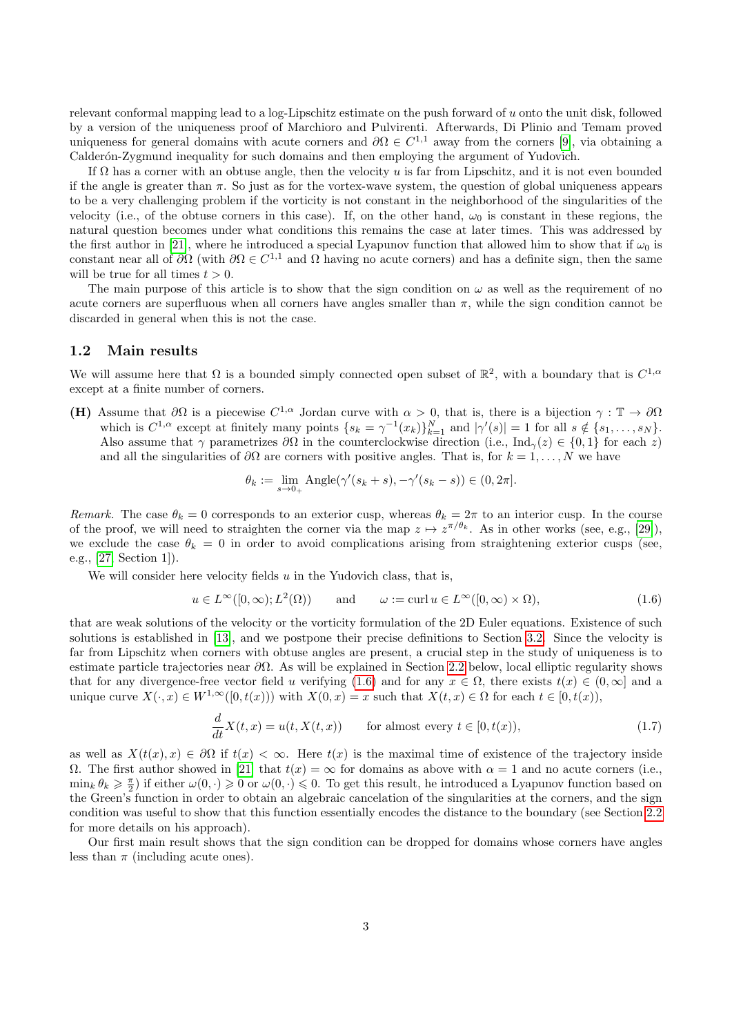relevant conformal mapping lead to a log-Lipschitz estimate on the push forward of $u$ onto the unit disk, followed by a version of the uniqueness proof of Marchioro and Pulvirenti. Afterwards, Di Plinio and Temam proved uniqueness for general domains with acute corners and $\partial\Omega \in C^{1,1}$ away from the corners [9], via obtaining a Calderón-Zygmund inequality for such domains and then employing the argument of Yudovich.

If $\Omega$ has a corner with an obtuse angle, then the velocity $u$ is far from Lipschitz, and it is not even bounded if the angle is greater than $\pi$. So just as for the vortex-wave system, the question of global uniqueness appears to be a very challenging problem if the vorticity is not constant in the neighborhood of the singularities of the velocity (i.e., of the obtuse corners in this case). If, on the other hand, $\omega_0$ is constant in these regions, the natural question becomes under what conditions this remains the case at later times. This was addressed by the first author in [21], where he introduced a special Lyapunov function that allowed him to show that if $\omega_0$ is constant near all of $\partial\Omega$ (with $\partial\Omega \in C^{1,1}$ and $\Omega$ having no acute corners) and has a definite sign, then the same will be true for all times $t > 0$.

The main purpose of this article is to show that the sign condition on $\omega$ as well as the requirement of no acute corners are superfluous when all corners have angles smaller than $\pi$, while the sign condition cannot be discarded in general when this is not the case.

## 1.2 Main results

We will assume here that $\Omega$ is a bounded simply connected open subset of $\mathbb{R}^2$, with a boundary that is $C^{1,\alpha}$ except at a finite number of corners.

**(H)** Assume that $\partial\Omega$ is a piecewise $C^{1,\alpha}$ Jordan curve with $\alpha > 0$, that is, there is a bijection $\gamma : \mathbb{T} \to \partial\Omega$ which is $C^{1,\alpha}$ except at finitely many points $\{s_k = \gamma^{-1}(x_k)\}_{k=1}^N$ and $|\gamma'(s)| = 1$ for all $s \notin \{s_1, \ldots, s_N\}$. Also assume that $\gamma$ parametrizes $\partial\Omega$ in the counterclockwise direction (i.e., $\mathrm{Ind}_\gamma(z) \in \{0,1\}$ for each $z$) and all the singularities of $\partial\Omega$ are corners with positive angles. That is, for $k = 1, \ldots, N$ we have

$$\theta_k := \lim_{s \to 0_+} \mathrm{Angle}(\gamma'(s_k + s), -\gamma'(s_k - s)) \in (0, 2\pi].$$

*Remark.* The case $\theta_k = 0$ corresponds to an exterior cusp, whereas $\theta_k = 2\pi$ to an interior cusp. In the course of the proof, we will need to straighten the corner via the map $z \mapsto z^{\pi/\theta_k}$. As in other works (see, e.g., [29]), we exclude the case $\theta_k = 0$ in order to avoid complications arising from straightening exterior cusps (see, e.g., [27, Section 1]).

We will consider here velocity fields $u$ in the Yudovich class, that is,

$$u \in L^\infty([0,\infty); L^2(\Omega)) \qquad \text{and} \qquad \omega := \operatorname{curl} u \in L^\infty([0,\infty) \times \Omega), \tag{1.6}$$

that are weak solutions of the velocity or the vorticity formulation of the 2D Euler equations. Existence of such solutions is established in [13], and we postpone their precise definitions to Section 3.2. Since the velocity is far from Lipschitz when corners with obtuse angles are present, a crucial step in the study of uniqueness is to estimate particle trajectories near $\partial\Omega$. As will be explained in Section 2.2 below, local elliptic regularity shows that for any divergence-free vector field $u$ verifying (1.6) and for any $x \in \Omega$, there exists $t(x) \in (0, \infty]$ and a unique curve $X(\cdot, x) \in W^{1,\infty}([0, t(x)))$ with $X(0,x) = x$ such that $X(t,x) \in \Omega$ for each $t \in [0, t(x))$,

$$\frac{d}{dt} X(t,x) = u(t, X(t,x)) \qquad \text{for almost every } t \in [0, t(x)), \tag{1.7}$$

as well as $X(t(x), x) \in \partial\Omega$ if $t(x) < \infty$. Here $t(x)$ is the maximal time of existence of the trajectory inside $\Omega$. The first author showed in [21] that $t(x) = \infty$ for domains as above with $\alpha = 1$ and no acute corners (i.e., $\min_k \theta_k \geqslant \frac{\pi}{2}$) if either $\omega(0,\cdot) \geqslant 0$ or $\omega(0,\cdot) \leqslant 0$. To get this result, he introduced a Lyapunov function based on the Green's function in order to obtain an algebraic cancelation of the singularities at the corners, and the sign condition was useful to show that this function essentially encodes the distance to the boundary (see Section 2.2 for more details on his approach).

Our first main result shows that the sign condition can be dropped for domains whose corners have angles less than $\pi$ (including acute ones).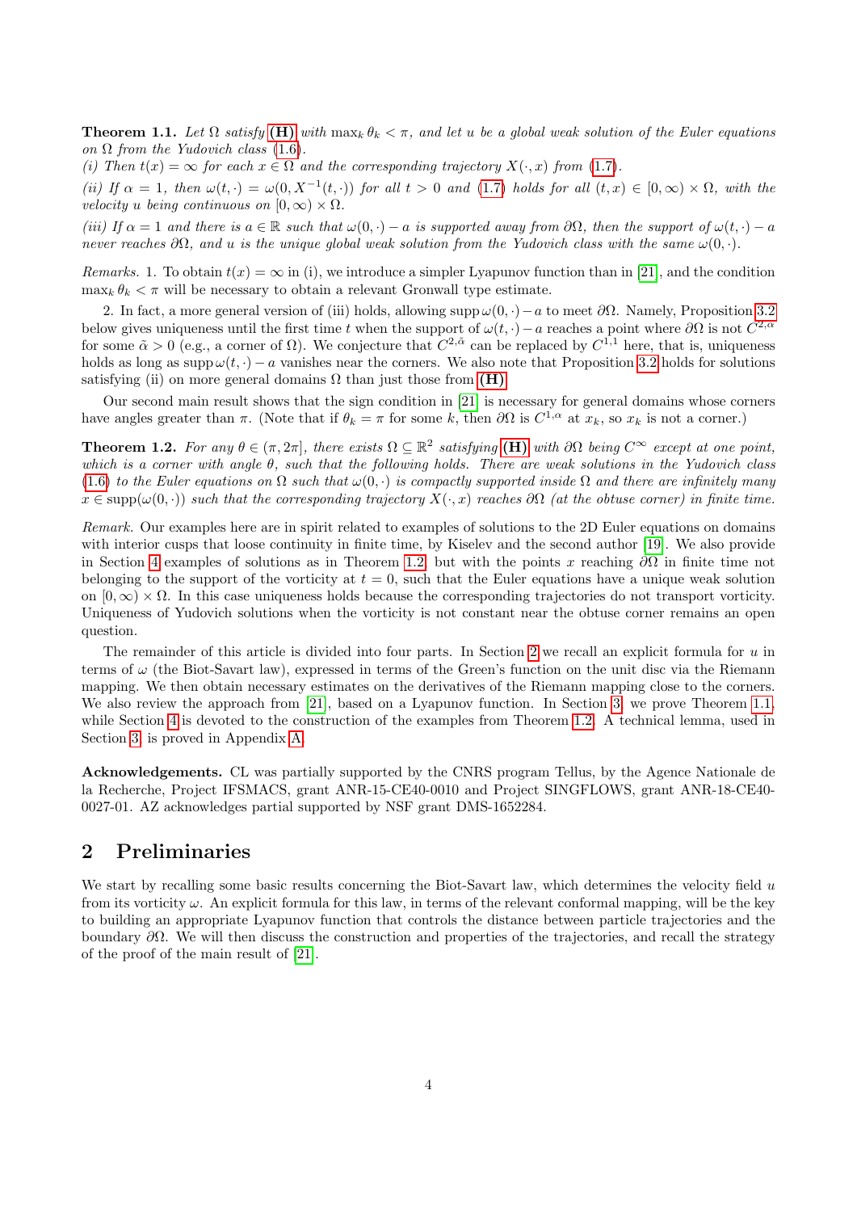**Theorem 1.1.** *Let $\Omega$ satisfy* **(H)** *with $\max_k \theta_k < \pi$, and let $u$ be a global weak solution of the Euler equations on $\Omega$ from the Yudovich class* (1.6)*.*

*(i) Then $t(x) = \infty$ for each $x \in \Omega$ and the corresponding trajectory $X(\cdot, x)$ from* (1.7)*.*

*(ii) If $\alpha = 1$, then $\omega(t, \cdot) = \omega(0, X^{-1}(t, \cdot))$ for all $t > 0$ and* (1.7) *holds for all $(t, x) \in [0, \infty) \times \Omega$, with the velocity $u$ being continuous on $[0, \infty) \times \Omega$.*

*(iii) If $\alpha = 1$ and there is a $a \in \mathbb{R}$ such that $\omega(0, \cdot) - a$ is supported away from $\partial\Omega$, then the support of $\omega(t, \cdot) - a$ never reaches $\partial\Omega$, and $u$ is the unique global weak solution from the Yudovich class with the same $\omega(0, \cdot)$.*

*Remarks.* 1. To obtain $t(x) = \infty$ in (i), we introduce a simpler Lyapunov function than in [21], and the condition $\max_k \theta_k < \pi$ will be necessary to obtain a relevant Gronwall type estimate.

2. In fact, a more general version of (iii) holds, allowing $\operatorname{supp} \omega(0, \cdot) - a$ to meet $\partial\Omega$. Namely, Proposition 3.2 below gives uniqueness until the first time $t$ when the support of $\omega(t, \cdot) - a$ reaches a point where $\partial\Omega$ is not $C^{2,\alpha}$ for some $\tilde{\alpha} > 0$ (e.g., a corner of $\Omega$). We conjecture that $C^{2,\tilde{\alpha}}$ can be replaced by $C^{1,1}$ here, that is, uniqueness holds as long as $\operatorname{supp} \omega(t, \cdot) - a$ vanishes near the corners. We also note that Proposition 3.2 holds for solutions satisfying (ii) on more general domains $\Omega$ than just those from **(H)**.

Our second main result shows that the sign condition in [21] is necessary for general domains whose corners have angles greater than $\pi$. (Note that if $\theta_k = \pi$ for some $k$, then $\partial\Omega$ is $C^{1,\alpha}$ at $x_k$, so $x_k$ is not a corner.)

**Theorem 1.2.** *For any $\theta \in (\pi, 2\pi]$, there exists $\Omega \subseteq \mathbb{R}^2$ satisfying* **(H)** *with $\partial\Omega$ being $C^\infty$ except at one point, which is a corner with angle $\theta$, such that the following holds. There are weak solutions in the Yudovich class* (1.6) *to the Euler equations on $\Omega$ such that $\omega(0, \cdot)$ is compactly supported inside $\Omega$ and there are infinitely many $x \in \operatorname{supp}(\omega(0, \cdot))$ such that the corresponding trajectory $X(\cdot, x)$ reaches $\partial\Omega$ (at the obtuse corner) in finite time.*

*Remark.* Our examples here are in spirit related to examples of solutions to the 2D Euler equations on domains with interior cusps that loose continuity in finite time, by Kiselev and the second author [19]. We also provide in Section 4 examples of solutions as in Theorem 1.2, but with the points $x$ reaching $\partial\Omega$ in finite time not belonging to the support of the vorticity at $t = 0$, such that the Euler equations have a unique weak solution on $[0, \infty) \times \Omega$. In this case uniqueness holds because the corresponding trajectories do not transport vorticity. Uniqueness of Yudovich solutions when the vorticity is not constant near the obtuse corner remains an open question.

The remainder of this article is divided into four parts. In Section 2 we recall an explicit formula for $u$ in terms of $\omega$ (the Biot-Savart law), expressed in terms of the Green's function on the unit disc via the Riemann mapping. We then obtain necessary estimates on the derivatives of the Riemann mapping close to the corners. We also review the approach from [21], based on a Lyapunov function. In Section 3, we prove Theorem 1.1, while Section 4 is devoted to the construction of the examples from Theorem 1.2. A technical lemma, used in Section 3, is proved in Appendix A.

**Acknowledgements.** CL was partially supported by the CNRS program Tellus, by the Agence Nationale de la Recherche, Project IFSMACS, grant ANR-15-CE40-0010 and Project SINGFLOWS, grant ANR-18-CE40-0027-01. AZ acknowledges partial supported by NSF grant DMS-1652284.

## 2 Preliminaries

We start by recalling some basic results concerning the Biot-Savart law, which determines the velocity field $u$ from its vorticity $\omega$. An explicit formula for this law, in terms of the relevant conformal mapping, will be the key to building an appropriate Lyapunov function that controls the distance between particle trajectories and the boundary $\partial\Omega$. We will then discuss the construction and properties of the trajectories, and recall the strategy of the proof of the main result of [21].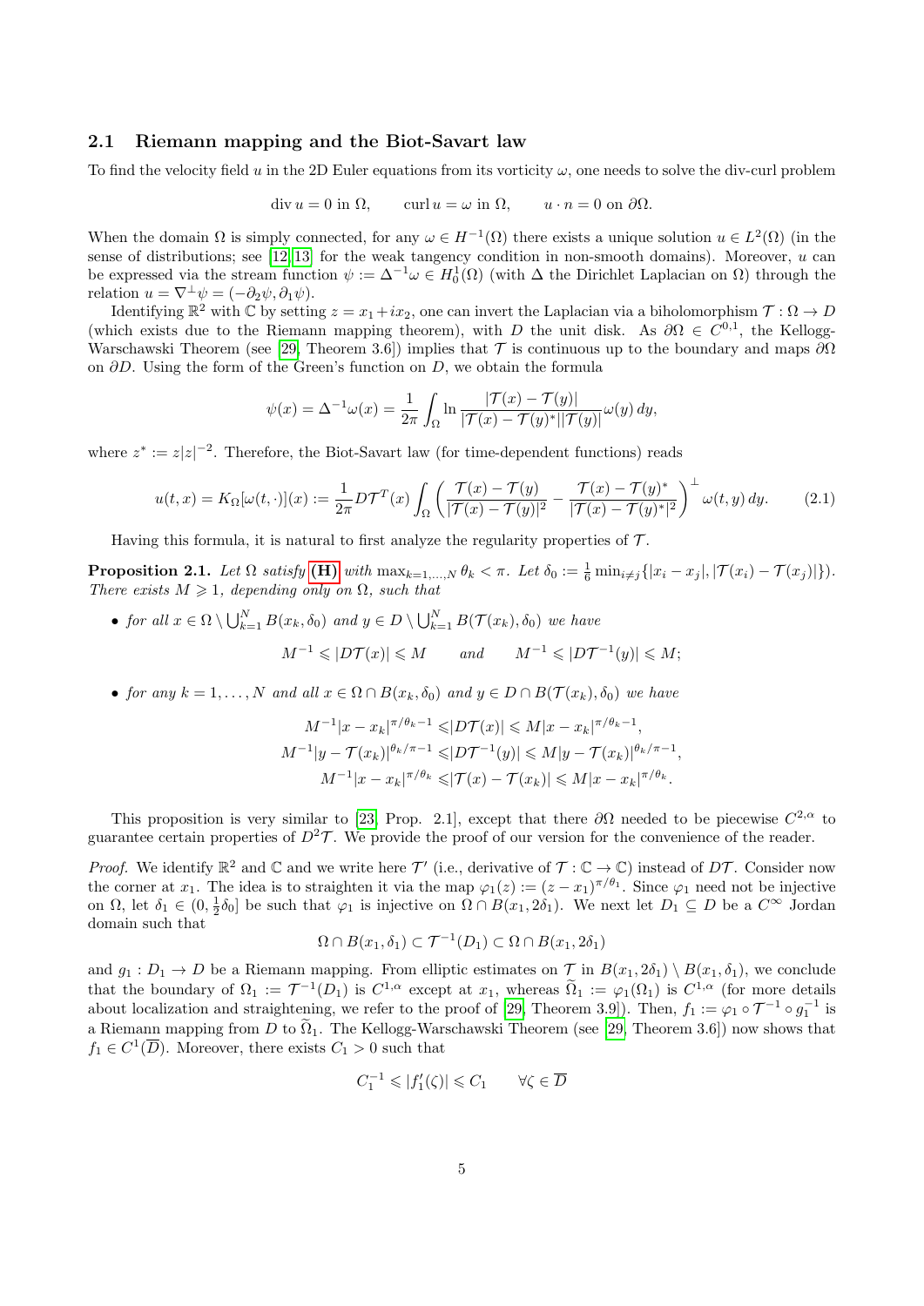### 2.1 Riemann mapping and the Biot-Savart law

To find the velocity field $u$ in the 2D Euler equations from its vorticity $\omega$, one needs to solve the div-curl problem

$$\operatorname{div} u = 0 \text{ in } \Omega, \qquad \operatorname{curl} u = \omega \text{ in } \Omega, \qquad u \cdot n = 0 \text{ on } \partial\Omega.$$

When the domain $\Omega$ is simply connected, for any $\omega \in H^{-1}(\Omega)$ there exists a unique solution $u \in L^2(\Omega)$ (in the sense of distributions; see [12, 13] for the weak tangency condition in non-smooth domains). Moreover, $u$ can be expressed via the stream function $\psi := \Delta^{-1}\omega \in H^1_0(\Omega)$ (with $\Delta$ the Dirichlet Laplacian on $\Omega$) through the relation $u = \nabla^\perp \psi = (-\partial_2\psi, \partial_1\psi)$.

Identifying $\mathbb{R}^2$ with $\mathbb{C}$ by setting $z = x_1 + ix_2$, one can invert the Laplacian via a biholomorphism $\mathcal{T} : \Omega \to D$ (which exists due to the Riemann mapping theorem), with $D$ the unit disk. As $\partial\Omega \in C^{0,1}$, the Kellogg-Warschawski Theorem (see [29, Theorem 3.6]) implies that $\mathcal{T}$ is continuous up to the boundary and maps $\partial\Omega$ on $\partial D$. Using the form of the Green's function on $D$, we obtain the formula

$$\psi(x) = \Delta^{-1}\omega(x) = \frac{1}{2\pi}\int_\Omega \ln \frac{|\mathcal{T}(x) - \mathcal{T}(y)|}{|\mathcal{T}(x) - \mathcal{T}(y)^*||\mathcal{T}(y)|}\omega(y)\,dy,$$

where $z^* := z|z|^{-2}$. Therefore, the Biot-Savart law (for time-dependent functions) reads

$$u(t,x) = K_\Omega[\omega(t,\cdot)](x) := \frac{1}{2\pi} D\mathcal{T}^T(x) \int_\Omega \left( \frac{\mathcal{T}(x) - \mathcal{T}(y)}{|\mathcal{T}(x) - \mathcal{T}(y)|^2} - \frac{\mathcal{T}(x) - \mathcal{T}(y)^*}{|\mathcal{T}(x) - \mathcal{T}(y)^*|^2} \right)^\perp \omega(t,y)\,dy. \tag{2.1}$$

Having this formula, it is natural to first analyze the regularity properties of $\mathcal{T}$.

**Proposition 2.1.** *Let $\Omega$ satisfy* **(H)** *with $\max_{k=1,\dots,N} \theta_k < \pi$. Let $\delta_0 := \frac{1}{6}\min_{i \neq j}\{|x_i - x_j|, |\mathcal{T}(x_i) - \mathcal{T}(x_j)|\})$. There exists $M \geqslant 1$, depending only on $\Omega$, such that*

- *for all $x \in \Omega \setminus \bigcup_{k=1}^N B(x_k, \delta_0)$ and $y \in D \setminus \bigcup_{k=1}^N B(\mathcal{T}(x_k), \delta_0)$ we have*

$$M^{-1} \leqslant |D\mathcal{T}(x)| \leqslant M \qquad \text{and} \qquad M^{-1} \leqslant |D\mathcal{T}^{-1}(y)| \leqslant M;$$

- *for any $k = 1, \dots, N$ and all $x \in \Omega \cap B(x_k, \delta_0)$ and $y \in D \cap B(\mathcal{T}(x_k), \delta_0)$ we have*

$$M^{-1}|x - x_k|^{\pi/\theta_k - 1} \leqslant |D\mathcal{T}(x)| \leqslant M|x - x_k|^{\pi/\theta_k - 1},$$
$$M^{-1}|y - \mathcal{T}(x_k)|^{\theta_k/\pi - 1} \leqslant |D\mathcal{T}^{-1}(y)| \leqslant M|y - \mathcal{T}(x_k)|^{\theta_k/\pi - 1},$$
$$M^{-1}|x - x_k|^{\pi/\theta_k} \leqslant |\mathcal{T}(x) - \mathcal{T}(x_k)| \leqslant M|x - x_k|^{\pi/\theta_k}.$$

This proposition is very similar to [23, Prop. 2.1], except that there $\partial\Omega$ needed to be piecewise $C^{2,\alpha}$ to guarantee certain properties of $D^2\mathcal{T}$. We provide the proof of our version for the convenience of the reader.

*Proof.* We identify $\mathbb{R}^2$ and $\mathbb{C}$ and we write here $\mathcal{T}'$ (i.e., derivative of $\mathcal{T} : \mathbb{C} \to \mathbb{C}$) instead of $D\mathcal{T}$. Consider now the corner at $x_1$. The idea is to straighten it via the map $\varphi_1(z) := (z - x_1)^{\pi/\theta_1}$. Since $\varphi_1$ need not be injective on $\Omega$, let $\delta_1 \in (0, \frac{1}{2}\delta_0]$ be such that $\varphi_1$ is injective on $\Omega \cap B(x_1, 2\delta_1)$. We next let $D_1 \subseteq D$ be a $C^\infty$ Jordan domain such that

$$\Omega \cap B(x_1, \delta_1) \subset \mathcal{T}^{-1}(D_1) \subset \Omega \cap B(x_1, 2\delta_1)$$

and $g_1 : D_1 \to D$ be a Riemann mapping. From elliptic estimates on $\mathcal{T}$ in $B(x_1, 2\delta_1) \setminus B(x_1, \delta_1)$, we conclude that the boundary of $\Omega_1 := \mathcal{T}^{-1}(D_1)$ is $C^{1,\alpha}$ except at $x_1$, whereas $\widetilde{\Omega}_1 := \varphi_1(\Omega_1)$ is $C^{1,\alpha}$ (for more details about localization and straightening, we refer to the proof of [29, Theorem 3.9]). Then, $f_1 := \varphi_1 \circ \mathcal{T}^{-1} \circ g_1^{-1}$ is a Riemann mapping from $D$ to $\widetilde{\Omega}_1$. The Kellogg-Warschawski Theorem (see [29, Theorem 3.6]) now shows that $f_1 \in C^1(\overline{D})$. Moreover, there exists $C_1 > 0$ such that

$$C_1^{-1} \leqslant |f_1'(\zeta)| \leqslant C_1 \qquad \forall \zeta \in \overline{D}$$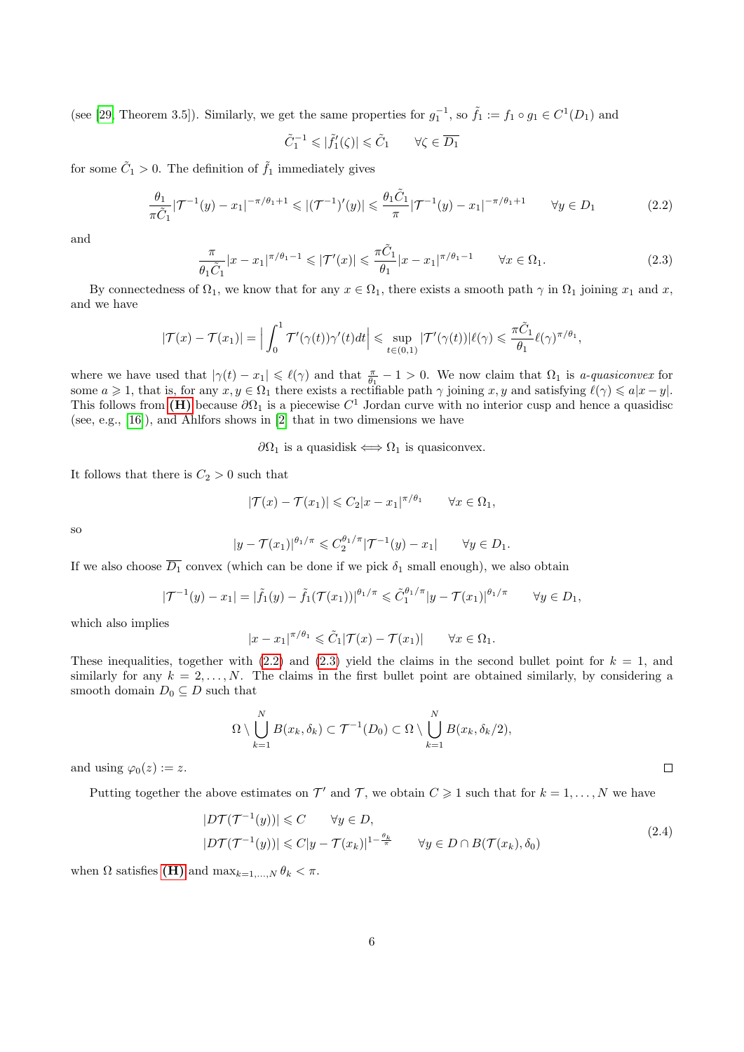(see [29, Theorem 3.5]). Similarly, we get the same properties for $g_1^{-1}$, so $\tilde{f}_1 := f_1 \circ g_1 \in C^1(D_1)$ and

$$\tilde{C}_1^{-1} \leqslant |\tilde{f}_1'(\zeta)| \leqslant \tilde{C}_1 \qquad \forall \zeta \in \overline{D_1}$$

for some $\tilde{C}_1 > 0$. The definition of $\tilde{f}_1$ immediately gives

$$\frac{\theta_1}{\pi \tilde{C}_1} |\mathcal{T}^{-1}(y) - x_1|^{-\pi/\theta_1 + 1} \leqslant |(\mathcal{T}^{-1})'(y)| \leqslant \frac{\theta_1 \tilde{C}_1}{\pi} |\mathcal{T}^{-1}(y) - x_1|^{-\pi/\theta_1 + 1} \qquad \forall y \in D_1 \tag{2.2}$$

and

$$\frac{\pi}{\theta_1 \tilde{C}_1} |x - x_1|^{\pi/\theta_1 - 1} \leqslant |\mathcal{T}'(x)| \leqslant \frac{\pi \tilde{C}_1}{\theta_1} |x - x_1|^{\pi/\theta_1 - 1} \qquad \forall x \in \Omega_1. \tag{2.3}$$

By connectedness of $\Omega_1$, we know that for any $x \in \Omega_1$, there exists a smooth path $\gamma$ in $\Omega_1$ joining $x_1$ and $x$, and we have

$$|\mathcal{T}(x) - \mathcal{T}(x_1)| = \Big| \int_0^1 \mathcal{T}'(\gamma(t))\gamma'(t) dt \Big| \leqslant \sup_{t \in (0,1)} |\mathcal{T}'(\gamma(t))| \ell(\gamma) \leqslant \frac{\pi \tilde{C}_1}{\theta_1} \ell(\gamma)^{\pi/\theta_1},$$

where we have used that $|\gamma(t) - x_1| \leqslant \ell(\gamma)$ and that $\frac{\pi}{\theta_1} - 1 > 0$. We now claim that $\Omega_1$ is *a-quasiconvex* for some $a \geqslant 1$, that is, for any $x, y \in \Omega_1$ there exists a rectifiable path $\gamma$ joining $x, y$ and satisfying $\ell(\gamma) \leqslant a|x - y|$. This follows from **(H)** because $\partial\Omega_1$ is a piecewise $C^1$ Jordan curve with no interior cusp and hence a quasidisc (see, e.g., [16]), and Ahlfors shows in [2] that in two dimensions we have

$$\partial\Omega_1 \text{ is a quasidisk} \Longleftrightarrow \Omega_1 \text{ is quasiconvex}.$$

It follows that there is $C_2 > 0$ such that

$$|\mathcal{T}(x) - \mathcal{T}(x_1)| \leqslant C_2 |x - x_1|^{\pi/\theta_1} \qquad \forall x \in \Omega_1,$$

so

$$|y - \mathcal{T}(x_1)|^{\theta_1/\pi} \leqslant C_2^{\theta_1/\pi} |\mathcal{T}^{-1}(y) - x_1| \qquad \forall y \in D_1.$$

If we also choose $\overline{D_1}$ convex (which can be done if we pick $\delta_1$ small enough), we also obtain

$$|\mathcal{T}^{-1}(y) - x_1| = |\tilde{f}_1(y) - \tilde{f}_1(\mathcal{T}(x_1))|^{\theta_1/\pi} \leqslant \tilde{C}_1^{\theta_1/\pi} |y - \mathcal{T}(x_1)|^{\theta_1/\pi} \qquad \forall y \in D_1,$$

which also implies

$$|x - x_1|^{\pi/\theta_1} \leqslant \tilde{C}_1 |\mathcal{T}(x) - \mathcal{T}(x_1)| \qquad \forall x \in \Omega_1.$$

These inequalities, together with (2.2) and (2.3) yield the claims in the second bullet point for $k = 1$, and similarly for any $k = 2, \ldots, N$. The claims in the first bullet point are obtained similarly, by considering a smooth domain $D_0 \subseteq D$ such that

$$\Omega \setminus \bigcup_{k=1}^N B(x_k, \delta_k) \subset \mathcal{T}^{-1}(D_0) \subset \Omega \setminus \bigcup_{k=1}^N B(x_k, \delta_k/2),$$

and using $\varphi_0(z) := z$. $\square$

Putting together the above estimates on $\mathcal{T}'$ and $\mathcal{T}$, we obtain $C \geqslant 1$ such that for $k = 1, \ldots, N$ we have

$$\begin{aligned} &|D\mathcal{T}(\mathcal{T}^{-1}(y))| \leqslant C \qquad \forall y \in D, \\ &|D\mathcal{T}(\mathcal{T}^{-1}(y))| \leqslant C|y - \mathcal{T}(x_k)|^{1 - \frac{\theta_k}{\pi}} \qquad \forall y \in D \cap B(\mathcal{T}(x_k), \delta_0) \end{aligned} \tag{2.4}$$

when $\Omega$ satisfies **(H)** and $\max_{k=1,\ldots,N} \theta_k < \pi$.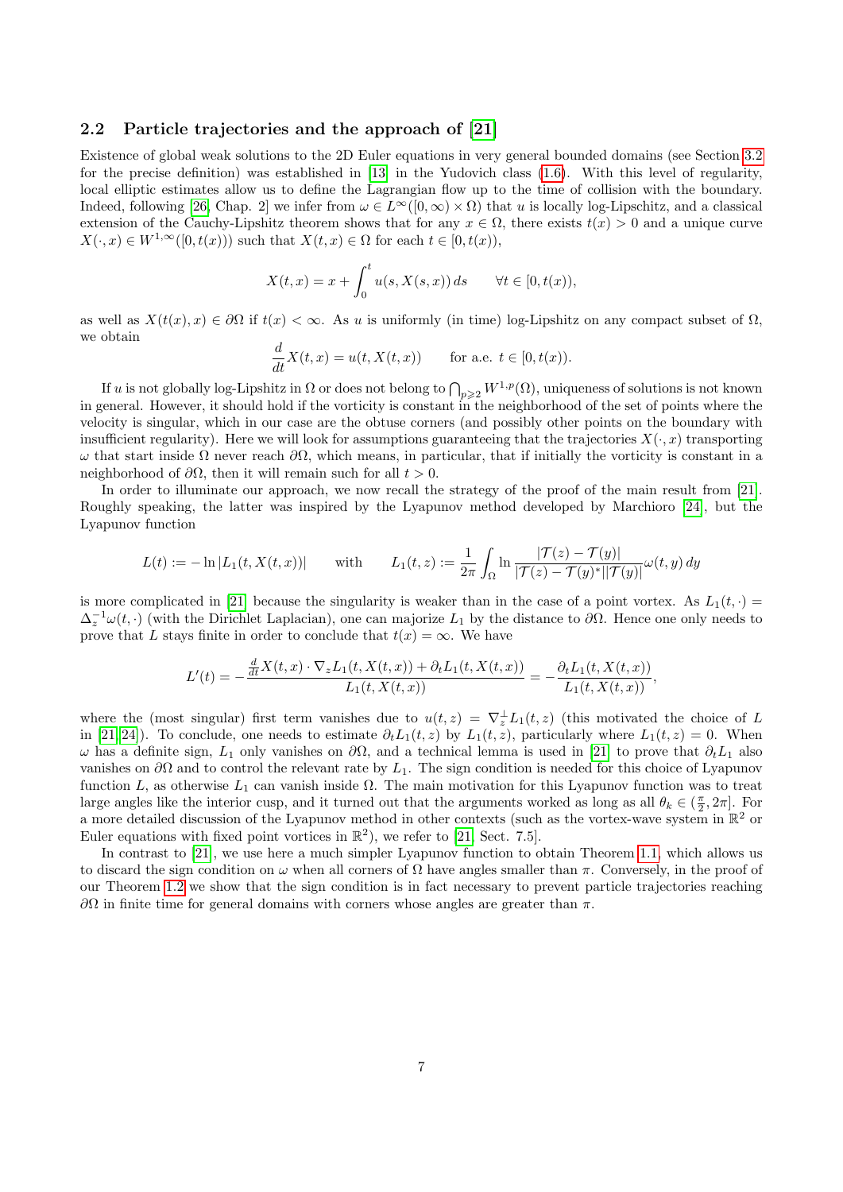### 2.2 Particle trajectories and the approach of [21]

Existence of global weak solutions to the 2D Euler equations in very general bounded domains (see Section 3.2 for the precise definition) was established in [13] in the Yudovich class (1.6). With this level of regularity, local elliptic estimates allow us to define the Lagrangian flow up to the time of collision with the boundary. Indeed, following [26, Chap. 2] we infer from $\omega \in L^\infty([0,\infty)\times\Omega)$ that $u$ is locally log-Lipschitz, and a classical extension of the Cauchy-Lipshitz theorem shows that for any $x\in\Omega$, there exists $t(x)>0$ and a unique curve $X(\cdot,x)\in W^{1,\infty}([0,t(x)))$ such that $X(t,x)\in\Omega$ for each $t\in[0,t(x))$,

$$X(t,x) = x + \int_0^t u(s, X(s,x))\,ds \qquad \forall t\in[0,t(x)),$$

as well as $X(t(x),x)\in\partial\Omega$ if $t(x)<\infty$. As $u$ is uniformly (in time) log-Lipshitz on any compact subset of $\Omega$, we obtain

$$\frac{d}{dt}X(t,x) = u(t, X(t,x)) \qquad \text{for a.e. } t\in[0,t(x)).$$

If $u$ is not globally log-Lipshitz in $\Omega$ or does not belong to $\bigcap_{p\geqslant 2} W^{1,p}(\Omega)$, uniqueness of solutions is not known in general. However, it should hold if the vorticity is constant in the neighborhood of the set of points where the velocity is singular, which in our case are the obtuse corners (and possibly other points on the boundary with insufficient regularity). Here we will look for assumptions guaranteeing that the trajectories $X(\cdot,x)$ transporting $\omega$ that start inside $\Omega$ never reach $\partial\Omega$, which means, in particular, that if initially the vorticity is constant in a neighborhood of $\partial\Omega$, then it will remain such for all $t>0$.

In order to illuminate our approach, we now recall the strategy of the proof of the main result from [21]. Roughly speaking, the latter was inspired by the Lyapunov method developed by Marchioro [24], but the Lyapunov function

$$L(t) := -\ln|L_1(t,X(t,x))| \qquad \text{with} \qquad L_1(t,z) := \frac{1}{2\pi}\int_\Omega \ln\frac{|\mathcal{T}(z)-\mathcal{T}(y)|}{|\mathcal{T}(z)-\mathcal{T}(y)^*||\mathcal{T}(y)|}\omega(t,y)\,dy$$

is more complicated in [21] because the singularity is weaker than in the case of a point vortex. As $L_1(t,\cdot) = \Delta_z^{-1}\omega(t,\cdot)$ (with the Dirichlet Laplacian), one can majorize $L_1$ by the distance to $\partial\Omega$. Hence one only needs to prove that $L$ stays finite in order to conclude that $t(x)=\infty$. We have

$$L'(t) = -\frac{\frac{d}{dt}X(t,x)\cdot\nabla_z L_1(t,X(t,x)) + \partial_t L_1(t,X(t,x))}{L_1(t,X(t,x))} = -\frac{\partial_t L_1(t,X(t,x))}{L_1(t,X(t,x))},$$

where the (most singular) first term vanishes due to $u(t,z) = \nabla_z^\perp L_1(t,z)$ (this motivated the choice of $L$ in [21, 24]). To conclude, one needs to estimate $\partial_t L_1(t,z)$ by $L_1(t,z)$, particularly where $L_1(t,z)=0$. When $\omega$ has a definite sign, $L_1$ only vanishes on $\partial\Omega$, and a technical lemma is used in [21] to prove that $\partial_t L_1$ also vanishes on $\partial\Omega$ and to control the relevant rate by $L_1$. The sign condition is needed for this choice of Lyapunov function $L$, as otherwise $L_1$ can vanish inside $\Omega$. The main motivation for this Lyapunov function was to treat large angles like the interior cusp, and it turned out that the arguments worked as long as all $\theta_k\in(\frac{\pi}{2},2\pi]$. For a more detailed discussion of the Lyapunov method in other contexts (such as the vortex-wave system in $\mathbb{R}^2$ or Euler equations with fixed point vortices in $\mathbb{R}^2$), we refer to [21, Sect. 7.5].

In contrast to [21], we use here a much simpler Lyapunov function to obtain Theorem 1.1, which allows us to discard the sign condition on $\omega$ when all corners of $\Omega$ have angles smaller than $\pi$. Conversely, in the proof of our Theorem 1.2 we show that the sign condition is in fact necessary to prevent particle trajectories reaching $\partial\Omega$ in finite time for general domains with corners whose angles are greater than $\pi$.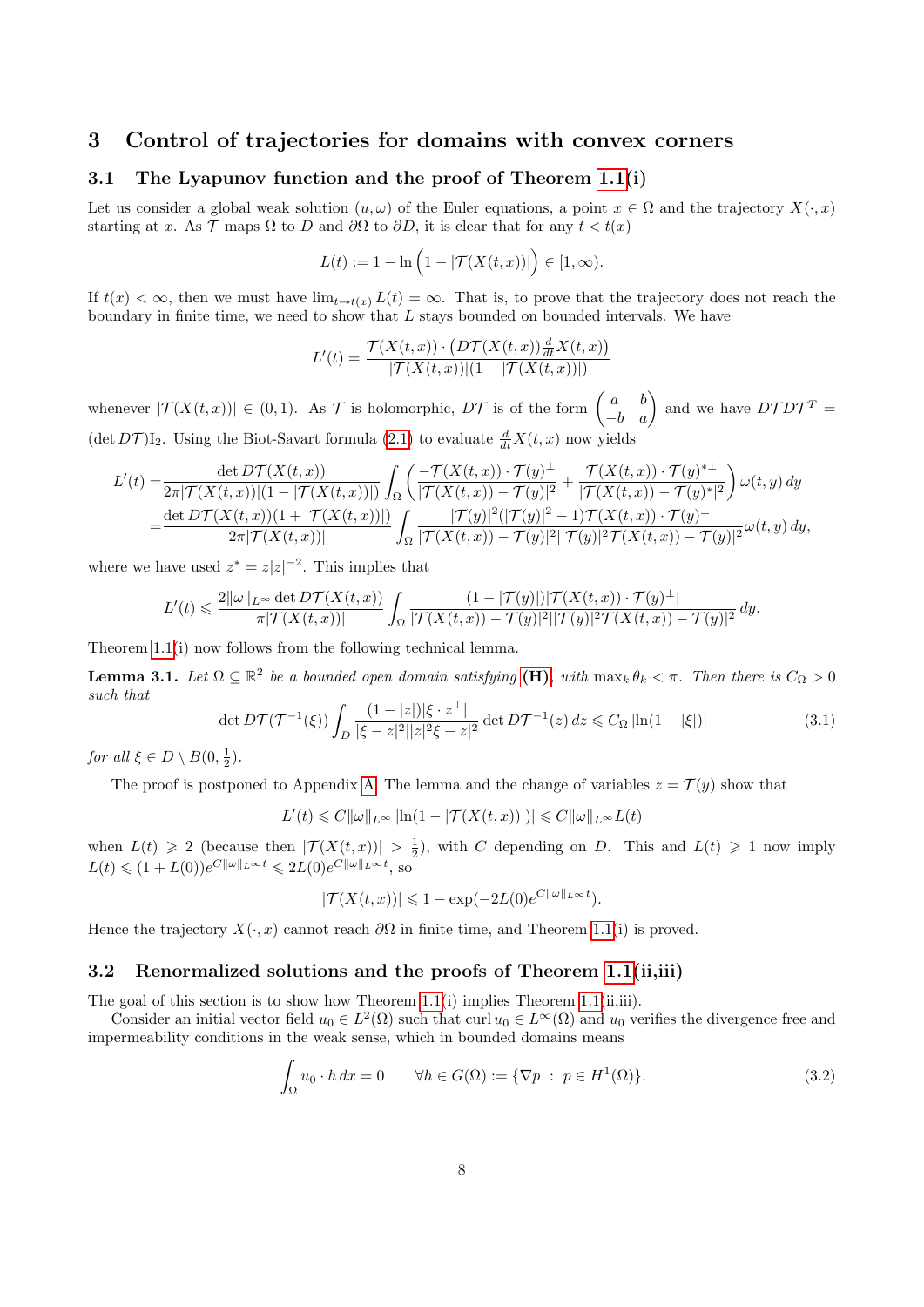## 3 Control of trajectories for domains with convex corners

### 3.1 The Lyapunov function and the proof of Theorem 1.1(i)

Let us consider a global weak solution $(u, \omega)$ of the Euler equations, a point $x \in \Omega$ and the trajectory $X(\cdot, x)$ starting at $x$. As $\mathcal{T}$ maps $\Omega$ to $D$ and $\partial\Omega$ to $\partial D$, it is clear that for any $t < t(x)$

$$L(t) := 1 - \ln\Big(1 - |\mathcal{T}(X(t,x))|\Big) \in [1, \infty).$$

If $t(x) < \infty$, then we must have $\lim_{t \to t(x)} L(t) = \infty$. That is, to prove that the trajectory does not reach the boundary in finite time, we need to show that $L$ stays bounded on bounded intervals. We have

$$L'(t) = \frac{\mathcal{T}(X(t,x)) \cdot \big(D\mathcal{T}(X(t,x)) \frac{d}{dt} X(t,x)\big)}{|\mathcal{T}(X(t,x))|(1 - |\mathcal{T}(X(t,x))|)}$$

whenever $|\mathcal{T}(X(t,x))| \in (0,1)$. As $\mathcal{T}$ is holomorphic, $D\mathcal{T}$ is of the form $\begin{pmatrix} a & b \\ -b & a \end{pmatrix}$ and we have $D\mathcal{T} D\mathcal{T}^T = (\det D\mathcal{T}) \mathrm{I}_2$. Using the Biot-Savart formula (2.1) to evaluate $\frac{d}{dt} X(t,x)$ now yields

$$\begin{aligned} L'(t) =& \frac{\det D\mathcal{T}(X(t,x))}{2\pi |\mathcal{T}(X(t,x))|(1 - |\mathcal{T}(X(t,x))|)} \int_\Omega \left( \frac{-\mathcal{T}(X(t,x)) \cdot \mathcal{T}(y)^\perp}{|\mathcal{T}(X(t,x)) - \mathcal{T}(y)|^2} + \frac{\mathcal{T}(X(t,x)) \cdot \mathcal{T}(y)^{*\perp}}{|\mathcal{T}(X(t,x)) - \mathcal{T}(y)^*|^2} \right) \omega(t,y)\, dy \\ =& \frac{\det D\mathcal{T}(X(t,x))(1 + |\mathcal{T}(X(t,x))|)}{2\pi |\mathcal{T}(X(t,x))|} \int_\Omega \frac{|\mathcal{T}(y)|^2 (|\mathcal{T}(y)|^2 - 1) \mathcal{T}(X(t,x)) \cdot \mathcal{T}(y)^\perp}{|\mathcal{T}(X(t,x)) - \mathcal{T}(y)|^2 ||\mathcal{T}(y)|^2 \mathcal{T}(X(t,x)) - \mathcal{T}(y)|^2} \omega(t,y)\, dy, \end{aligned}$$

where we have used $z^* = z|z|^{-2}$. This implies that

$$L'(t) \leqslant \frac{2\|\omega\|_{L^\infty} \det D\mathcal{T}(X(t,x))}{\pi |\mathcal{T}(X(t,x))|} \int_\Omega \frac{(1 - |\mathcal{T}(y)|) |\mathcal{T}(X(t,x)) \cdot \mathcal{T}(y)^\perp|}{|\mathcal{T}(X(t,x)) - \mathcal{T}(y)|^2 ||\mathcal{T}(y)|^2 \mathcal{T}(X(t,x)) - \mathcal{T}(y)|^2}\, dy.$$

Theorem 1.1(i) now follows from the following technical lemma.

**Lemma 3.1.** *Let $\Omega \subseteq \mathbb{R}^2$ be a bounded open domain satisfying* **(H)**, *with $\max_k \theta_k < \pi$. Then there is $C_\Omega > 0$ such that*

$$\det D\mathcal{T}(\mathcal{T}^{-1}(\xi)) \int_D \frac{(1 - |z|) |\xi \cdot z^\perp|}{|\xi - z|^2 ||z|^2 \xi - z|^2} \det D\mathcal{T}^{-1}(z)\, dz \leqslant C_\Omega \, |\ln(1 - |\xi|)| \tag{3.1}$$

*for all $\xi \in D \setminus B(0, \frac{1}{2})$.*

The proof is postponed to Appendix A. The lemma and the change of variables $z = \mathcal{T}(y)$ show that

$$L'(t) \leqslant C\|\omega\|_{L^\infty} \, |\ln(1 - |\mathcal{T}(X(t,x))|)| \leqslant C\|\omega\|_{L^\infty} L(t)$$

when $L(t) \geqslant 2$ (because then $|\mathcal{T}(X(t,x))| > \frac{1}{2}$), with $C$ depending on $D$. This and $L(t) \geqslant 1$ now imply $L(t) \leqslant (1 + L(0)) e^{C\|\omega\|_{L^\infty} t} \leqslant 2L(0) e^{C\|\omega\|_{L^\infty} t}$, so

$$|\mathcal{T}(X(t,x))| \leqslant 1 - \exp(-2L(0) e^{C\|\omega\|_{L^\infty} t}).$$

Hence the trajectory $X(\cdot, x)$ cannot reach $\partial\Omega$ in finite time, and Theorem 1.1(i) is proved.

### 3.2 Renormalized solutions and the proofs of Theorem 1.1(ii,iii)

The goal of this section is to show how Theorem 1.1(i) implies Theorem 1.1(ii,iii).

Consider an initial vector field $u_0 \in L^2(\Omega)$ such that $\operatorname{curl} u_0 \in L^\infty(\Omega)$ and $u_0$ verifies the divergence free and impermeability conditions in the weak sense, which in bounded domains means

$$\int_\Omega u_0 \cdot h\, dx = 0 \qquad \forall h \in G(\Omega) := \{\nabla p \ : \ p \in H^1(\Omega)\}. \tag{3.2}$$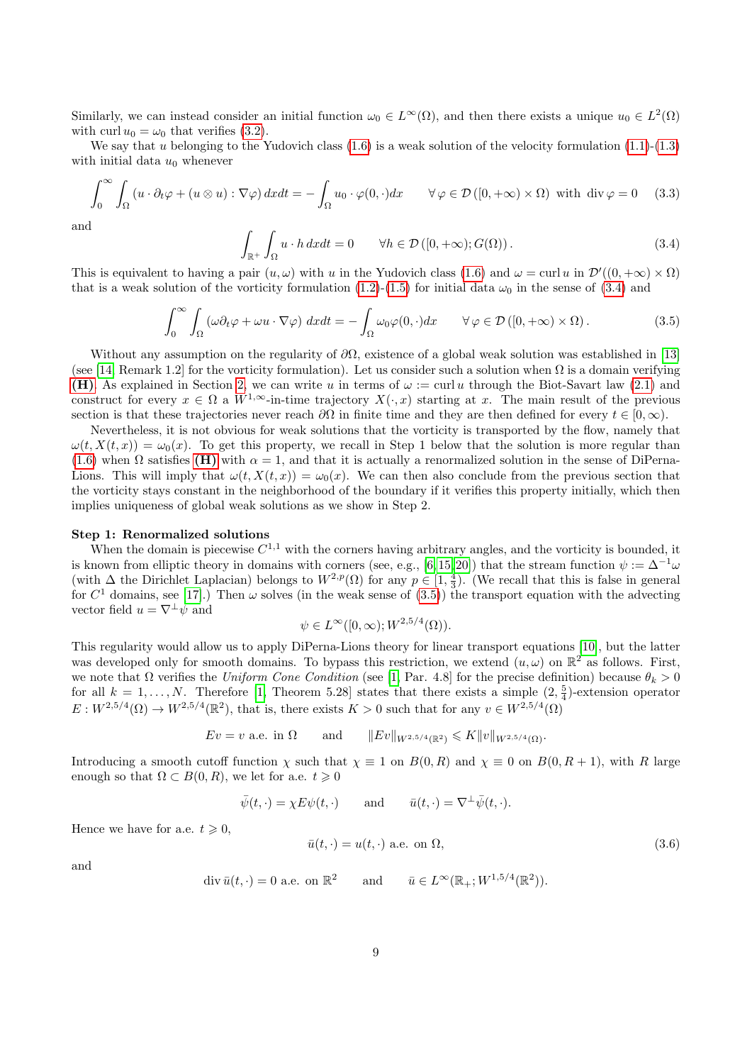Similarly, we can instead consider an initial function $\omega_0 \in L^\infty(\Omega)$, and then there exists a unique $u_0 \in L^2(\Omega)$ with $\operatorname{curl} u_0 = \omega_0$ that verifies (3.2).

We say that $u$ belonging to the Yudovich class (1.6) is a weak solution of the velocity formulation (1.1)-(1.3) with initial data $u_0$ whenever

$$\int_0^\infty \int_\Omega (u \cdot \partial_t \varphi + (u \otimes u) : \nabla \varphi)\, dxdt = - \int_\Omega u_0 \cdot \varphi(0, \cdot) dx \qquad \forall\, \varphi \in \mathcal{D}\left([0, +\infty) \times \Omega\right) \text{ with } \operatorname{div} \varphi = 0 \tag{3.3}$$

and

$$\int_{\mathbb{R}^+} \int_\Omega u \cdot h \, dxdt = 0 \qquad \forall h \in \mathcal{D}\left([0, +\infty); G(\Omega)\right). \tag{3.4}$$

This is equivalent to having a pair $(u, \omega)$ with $u$ in the Yudovich class (1.6) and $\omega = \operatorname{curl} u$ in $\mathcal{D}'((0, +\infty) \times \Omega)$ that is a weak solution of the vorticity formulation (1.2)-(1.5) for initial data $\omega_0$ in the sense of (3.4) and

$$\int_0^\infty \int_\Omega (\omega \partial_t \varphi + \omega u \cdot \nabla \varphi)\, dxdt = - \int_\Omega \omega_0 \varphi(0, \cdot) dx \qquad \forall\, \varphi \in \mathcal{D}\left([0, +\infty) \times \Omega\right). \tag{3.5}$$

Without any assumption on the regularity of $\partial\Omega$, existence of a global weak solution was established in [13] (see [14, Remark 1.2] for the vorticity formulation). Let us consider such a solution when $\Omega$ is a domain verifying **(H)**. As explained in Section 2, we can write $u$ in terms of $\omega := \operatorname{curl} u$ through the Biot-Savart law (2.1) and construct for every $x \in \Omega$ a $W^{1,\infty}$-in-time trajectory $X(\cdot, x)$ starting at $x$. The main result of the previous section is that these trajectories never reach $\partial\Omega$ in finite time and they are then defined for every $t \in [0, \infty)$.

Nevertheless, it is not obvious for weak solutions that the vorticity is transported by the flow, namely that $\omega(t, X(t, x)) = \omega_0(x)$. To get this property, we recall in Step 1 below that the solution is more regular than (1.6) when $\Omega$ satisfies **(H)** with $\alpha = 1$, and that it is actually a renormalized solution in the sense of DiPerna-Lions. This will imply that $\omega(t, X(t, x)) = \omega_0(x)$. We can then also conclude from the previous section that the vorticity stays constant in the neighborhood of the boundary if it verifies this property initially, which then implies uniqueness of global weak solutions as we show in Step 2.

**Step 1: Renormalized solutions**

When the domain is piecewise $C^{1,1}$ with the corners having arbitrary angles, and the vorticity is bounded, it is known from elliptic theory in domains with corners (see, e.g., [6, 15, 20]) that the stream function $\psi := \Delta^{-1}\omega$ (with $\Delta$ the Dirichlet Laplacian) belongs to $W^{2,p}(\Omega)$ for any $p \in [1, \frac{4}{3})$. (We recall that this is false in general for $C^1$ domains, see [17].) Then $\omega$ solves (in the weak sense of (3.5)) the transport equation with the advecting vector field $u = \nabla^\perp \psi$ and

$$\psi \in L^\infty([0, \infty); W^{2,5/4}(\Omega)).$$

This regularity would allow us to apply DiPerna-Lions theory for linear transport equations [10], but the latter was developed only for smooth domains. To bypass this restriction, we extend $(u, \omega)$ on $\mathbb{R}^2$ as follows. First, we note that $\Omega$ verifies the *Uniform Cone Condition* (see [1, Par. 4.8] for the precise definition) because $\theta_k > 0$ for all $k = 1, \ldots, N$. Therefore [1, Theorem 5.28] states that there exists a simple $(2, \frac{5}{4})$-extension operator $E : W^{2,5/4}(\Omega) \to W^{2,5/4}(\mathbb{R}^2)$, that is, there exists $K > 0$ such that for any $v \in W^{2,5/4}(\Omega)$

$$Ev = v \text{ a.e. in } \Omega \qquad \text{and} \qquad \|Ev\|_{W^{2,5/4}(\mathbb{R}^2)} \leqslant K \|v\|_{W^{2,5/4}(\Omega)}.$$

Introducing a smooth cutoff function $\chi$ such that $\chi \equiv 1$ on $B(0, R)$ and $\chi \equiv 0$ on $B(0, R+1)$, with $R$ large enough so that $\Omega \subset B(0, R)$, we let for a.e. $t \geqslant 0$

$$\bar{\psi}(t, \cdot) = \chi E \psi(t, \cdot) \qquad \text{and} \qquad \bar{u}(t, \cdot) = \nabla^\perp \bar{\psi}(t, \cdot).$$

Hence we have for a.e. $t \geqslant 0$,

$$\bar{u}(t, \cdot) = u(t, \cdot) \text{ a.e. on } \Omega, \tag{3.6}$$

and

$$\operatorname{div} \bar{u}(t, \cdot) = 0 \text{ a.e. on } \mathbb{R}^2 \qquad \text{and} \qquad \bar{u} \in L^\infty(\mathbb{R}_+; W^{1,5/4}(\mathbb{R}^2)).$$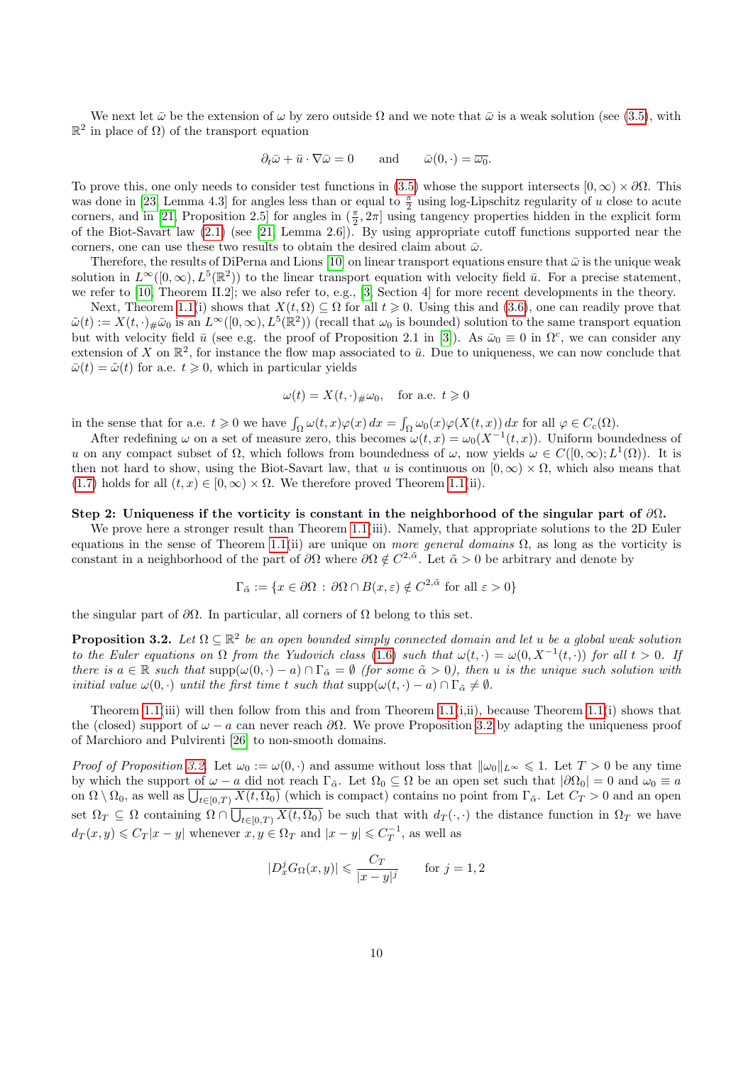We next let $\bar{\omega}$ be the extension of $\omega$ by zero outside $\Omega$ and we note that $\bar{\omega}$ is a weak solution (see (3.5), with $\mathbb{R}^2$ in place of $\Omega$) of the transport equation

$$\partial_t \bar{\omega} + \bar{u} \cdot \nabla \bar{\omega} = 0 \qquad \text{and} \qquad \bar{\omega}(0,\cdot) = \overline{\omega_0}.$$

To prove this, one only needs to consider test functions in (3.5) whose the support intersects $[0,\infty) \times \partial\Omega$. This was done in [23, Lemma 4.3] for angles less than or equal to $\frac{\pi}{2}$ using log-Lipschitz regularity of $u$ close to acute corners, and in [21, Proposition 2.5] for angles in $(\frac{\pi}{2}, 2\pi]$ using tangency properties hidden in the explicit form of the Biot-Savart law (2.1) (see [21, Lemma 2.6]). By using appropriate cutoff functions supported near the corners, one can use these two results to obtain the desired claim about $\bar{\omega}$.

Therefore, the results of DiPerna and Lions [10] on linear transport equations ensure that $\bar{\omega}$ is the unique weak solution in $L^\infty([0,\infty), L^5(\mathbb{R}^2))$ to the linear transport equation with velocity field $\bar{u}$. For a precise statement, we refer to [10, Theorem II.2]; we also refer to, e.g., [3, Section 4] for more recent developments in the theory.

Next, Theorem 1.1(i) shows that $X(t,\Omega) \subseteq \Omega$ for all $t \geqslant 0$. Using this and (3.6), one can readily prove that $\tilde{\omega}(t) := X(t,\cdot)_{\#}\bar{\omega}_0$ is an $L^\infty([0,\infty), L^5(\mathbb{R}^2))$ (recall that $\omega_0$ is bounded) solution to the same transport equation but with velocity field $\bar{u}$ (see e.g. the proof of Proposition 2.1 in [3]). As $\bar{\omega}_0 \equiv 0$ in $\Omega^c$, we can consider any extension of $X$ on $\mathbb{R}^2$, for instance the flow map associated to $\bar{u}$. Due to uniqueness, we can now conclude that $\bar{\omega}(t) = \tilde{\omega}(t)$ for a.e. $t \geqslant 0$, which in particular yields

$$\omega(t) = X(t,\cdot)_{\#}\omega_0, \quad \text{for a.e. } t \geqslant 0$$

in the sense that for a.e. $t \geqslant 0$ we have $\int_\Omega \omega(t,x)\varphi(x)\,dx = \int_\Omega \omega_0(x)\varphi(X(t,x))\,dx$ for all $\varphi \in C_c(\Omega)$.

After redefining $\omega$ on a set of measure zero, this becomes $\omega(t,x) = \omega_0(X^{-1}(t,x))$. Uniform boundedness of $u$ on any compact subset of $\Omega$, which follows from boundedness of $\omega$, now yields $\omega \in C([0,\infty); L^1(\Omega))$. It is then not hard to show, using the Biot-Savart law, that $u$ is continuous on $[0,\infty) \times \Omega$, which also means that (1.7) holds for all $(t,x) \in [0,\infty) \times \Omega$. We therefore proved Theorem 1.1(ii).

**Step 2: Uniqueness if the vorticity is constant in the neighborhood of the singular part of $\partial\Omega$.**

We prove here a stronger result than Theorem 1.1(iii). Namely, that appropriate solutions to the 2D Euler equations in the sense of Theorem 1.1(ii) are unique on *more general domains* $\Omega$, as long as the vorticity is constant in a neighborhood of the part of $\partial\Omega$ where $\partial\Omega \notin C^{2,\tilde{\alpha}}$. Let $\tilde{\alpha} > 0$ be arbitrary and denote by

$$\Gamma_{\tilde{\alpha}} := \{x \in \partial\Omega \,:\, \partial\Omega \cap B(x,\varepsilon) \notin C^{2,\tilde{\alpha}} \text{ for all } \varepsilon > 0\}$$

the singular part of $\partial\Omega$. In particular, all corners of $\Omega$ belong to this set.

**Proposition 3.2.** *Let $\Omega \subseteq \mathbb{R}^2$ be an open bounded simply connected domain and let $u$ be a global weak solution to the Euler equations on $\Omega$ from the Yudovich class (1.6) such that $\omega(t,\cdot) = \omega(0, X^{-1}(t,\cdot))$ for all $t > 0$. If there is $a \in \mathbb{R}$ such that $\operatorname{supp}(\omega(0,\cdot) - a) \cap \Gamma_{\tilde{\alpha}} = \emptyset$ (for some $\tilde{\alpha} > 0$), then $u$ is the unique such solution with initial value $\omega(0,\cdot)$ until the first time $t$ such that $\operatorname{supp}(\omega(t,\cdot) - a) \cap \Gamma_{\tilde{\alpha}} \neq \emptyset$.*

Theorem 1.1(iii) will then follow from this and from Theorem 1.1(i,ii), because Theorem 1.1(i) shows that the (closed) support of $\omega - a$ can never reach $\partial\Omega$. We prove Proposition 3.2 by adapting the uniqueness proof of Marchioro and Pulvirenti [26] to non-smooth domains.

*Proof of Proposition 3.2.* Let $\omega_0 := \omega(0,\cdot)$ and assume without loss that $\|\omega_0\|_{L^\infty} \leqslant 1$. Let $T > 0$ be any time by which the support of $\omega - a$ did not reach $\Gamma_{\tilde{\alpha}}$. Let $\Omega_0 \subseteq \Omega$ be an open set such that $|\partial\Omega_0| = 0$ and $\omega_0 \equiv a$ on $\Omega \setminus \Omega_0$, as well as $\overline{\bigcup_{t\in[0,T)} X(t,\Omega_0)}$ (which is compact) contains no point from $\Gamma_{\tilde{\alpha}}$. Let $C_T > 0$ and an open set $\Omega_T \subseteq \Omega$ containing $\Omega \cap \overline{\bigcup_{t\in[0,T)} X(t,\Omega_0)}$ be such that with $d_T(\cdot,\cdot)$ the distance function in $\Omega_T$ we have $d_T(x,y) \leqslant C_T|x-y|$ whenever $x,y \in \Omega_T$ and $|x-y| \leqslant C_T^{-1}$, as well as

$$|D_x^j G_\Omega(x,y)| \leqslant \frac{C_T}{|x-y|^j} \qquad \text{for } j = 1,2$$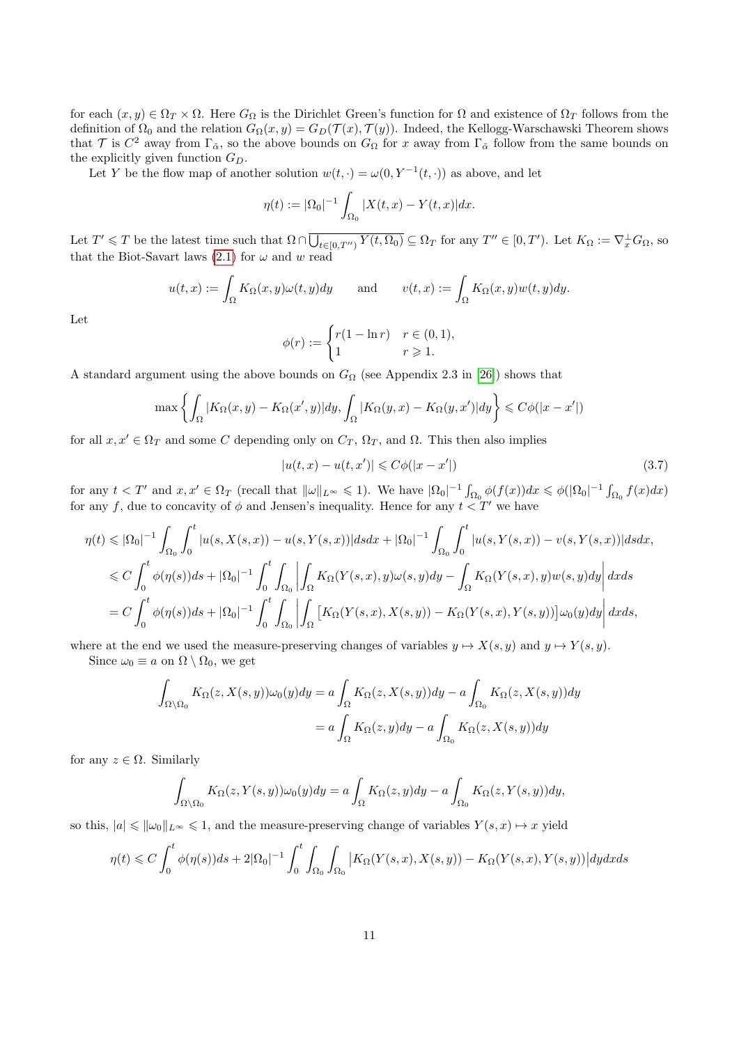for each $(x, y) \in \Omega_T \times \Omega$. Here $G_\Omega$ is the Dirichlet Green's function for $\Omega$ and existence of $\Omega_T$ follows from the definition of $\Omega_0$ and the relation $G_\Omega(x,y) = G_D(\mathcal{T}(x), \mathcal{T}(y))$. Indeed, the Kellogg-Warschawski Theorem shows that $\mathcal{T}$ is $C^2$ away from $\Gamma_{\tilde{\alpha}}$, so the above bounds on $G_\Omega$ for $x$ away from $\Gamma_{\tilde{\alpha}}$ follow from the same bounds on the explicitly given function $G_D$.

Let $Y$ be the flow map of another solution $w(t,\cdot) = \omega(0, Y^{-1}(t,\cdot))$ as above, and let

$$\eta(t) := |\Omega_0|^{-1} \int_{\Omega_0} |X(t,x) - Y(t,x)| dx.$$

Let $T' \leqslant T$ be the latest time such that $\Omega \cap \overline{\bigcup_{t \in [0,T'')} Y(t, \Omega_0)} \subseteq \Omega_T$ for any $T'' \in [0, T')$. Let $K_\Omega := \nabla_x^\perp G_\Omega$, so that the Biot-Savart laws (2.1) for $\omega$ and $w$ read

$$u(t,x) := \int_\Omega K_\Omega(x,y)\omega(t,y)dy \qquad \text{and} \qquad v(t,x) := \int_\Omega K_\Omega(x,y) w(t,y)dy.$$

Let

$$\phi(r) := \begin{cases} r(1 - \ln r) & r \in (0,1), \\ 1 & r \geqslant 1. \end{cases}$$

A standard argument using the above bounds on $G_\Omega$ (see Appendix 2.3 in [26]) shows that

$$\max\left\{ \int_\Omega |K_\Omega(x,y) - K_\Omega(x',y)| dy, \int_\Omega |K_\Omega(y,x) - K_\Omega(y,x')| dy \right\} \leqslant C\phi(|x - x'|)$$

for all $x, x' \in \Omega_T$ and some $C$ depending only on $C_T$, $\Omega_T$, and $\Omega$. This then also implies

$$|u(t,x) - u(t,x')| \leqslant C\phi(|x - x'|) \tag{3.7}$$

for any $t < T'$ and $x, x' \in \Omega_T$ (recall that $\|\omega\|_{L^\infty} \leqslant 1$). We have $|\Omega_0|^{-1} \int_{\Omega_0} \phi(f(x))dx \leqslant \phi(|\Omega_0|^{-1} \int_{\Omega_0} f(x)dx)$ for any $f$, due to concavity of $\phi$ and Jensen's inequality. Hence for any $t < T'$ we have

$$\begin{aligned}
\eta(t) &\leqslant |\Omega_0|^{-1} \int_{\Omega_0} \int_0^t |u(s, X(s,x)) - u(s, Y(s,x))| ds dx + |\Omega_0|^{-1} \int_{\Omega_0} \int_0^t |u(s, Y(s,x)) - v(s, Y(s,x))| ds dx, \\
&\leqslant C \int_0^t \phi(\eta(s)) ds + |\Omega_0|^{-1} \int_0^t \int_{\Omega_0} \left| \int_\Omega K_\Omega(Y(s,x), y)\omega(s,y)dy - \int_\Omega K_\Omega(Y(s,x), y) w(s,y) dy \right| dx ds \\
&= C \int_0^t \phi(\eta(s)) ds + |\Omega_0|^{-1} \int_0^t \int_{\Omega_0} \left| \int_\Omega \left[ K_\Omega(Y(s,x), X(s,y)) - K_\Omega(Y(s,x), Y(s,y)) \right] \omega_0(y) dy \right| dx ds,
\end{aligned}$$

where at the end we used the measure-preserving changes of variables $y \mapsto X(s,y)$ and $y \mapsto Y(s,y)$.

Since $\omega_0 \equiv a$ on $\Omega \setminus \Omega_0$, we get

$$\begin{aligned}
\int_{\Omega \setminus \Omega_0} K_\Omega(z, X(s,y))\omega_0(y) dy &= a \int_\Omega K_\Omega(z, X(s,y)) dy - a \int_{\Omega_0} K_\Omega(z, X(s,y)) dy \\
&= a \int_\Omega K_\Omega(z,y) dy - a \int_{\Omega_0} K_\Omega(z, X(s,y)) dy
\end{aligned}$$

for any $z \in \Omega$. Similarly

$$\int_{\Omega \setminus \Omega_0} K_\Omega(z, Y(s,y))\omega_0(y) dy = a \int_\Omega K_\Omega(z,y) dy - a \int_{\Omega_0} K_\Omega(z, Y(s,y)) dy,$$

so this, $|a| \leqslant \|\omega_0\|_{L^\infty} \leqslant 1$, and the measure-preserving change of variables $Y(s,x) \mapsto x$ yield

$$\eta(t) \leqslant C \int_0^t \phi(\eta(s)) ds + 2|\Omega_0|^{-1} \int_0^t \int_{\Omega_0} \int_{\Omega_0} \left| K_\Omega(Y(s,x), X(s,y)) - K_\Omega(Y(s,x), Y(s,y)) \right| dy dx ds$$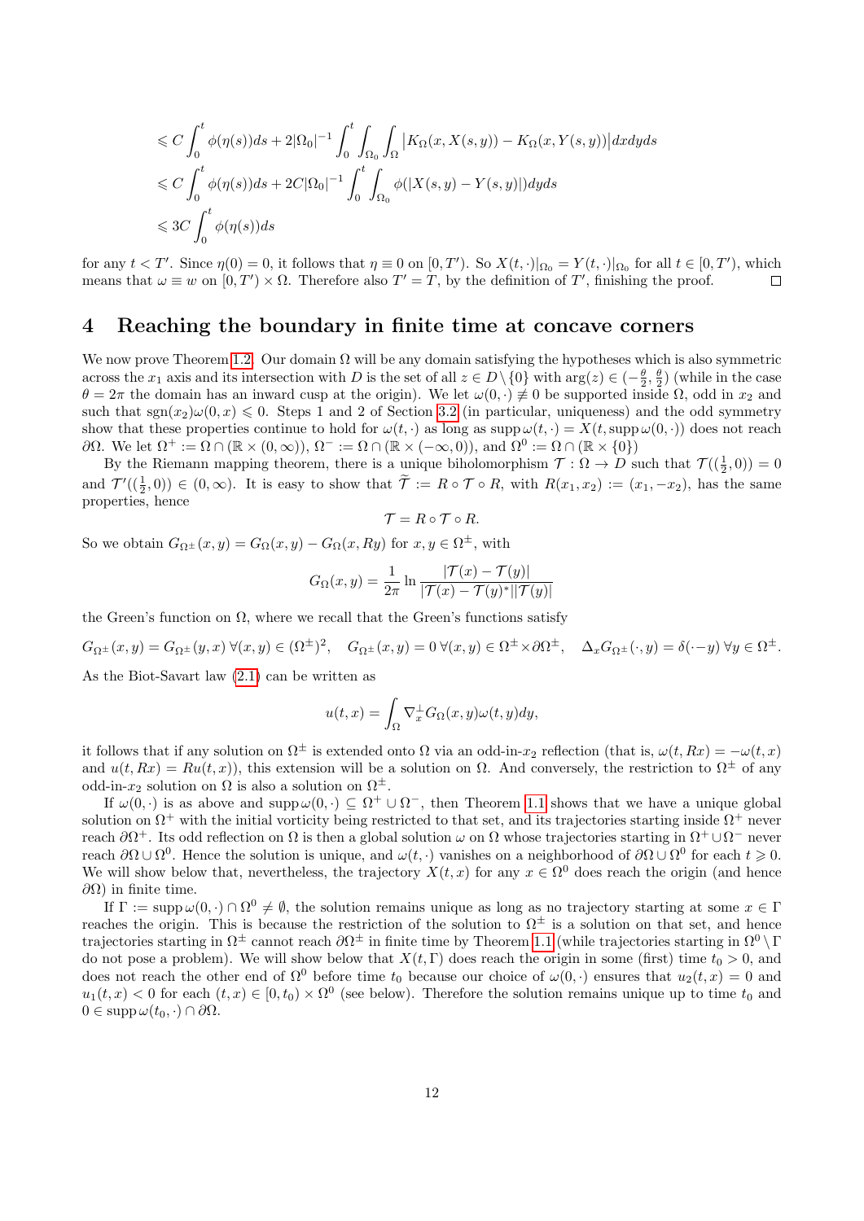$$
\begin{aligned}
&\leqslant C\int_0^t \phi(\eta(s))ds + 2|\Omega_0|^{-1}\int_0^t\int_{\Omega_0}\int_\Omega \left|K_\Omega(x,X(s,y)) - K_\Omega(x,Y(s,y))\right|dxdyds \\
&\leqslant C\int_0^t \phi(\eta(s))ds + 2C|\Omega_0|^{-1}\int_0^t\int_{\Omega_0}\phi(|X(s,y)-Y(s,y)|)dyds \\
&\leqslant 3C\int_0^t \phi(\eta(s))ds
\end{aligned}
$$

for any $t < T'$. Since $\eta(0) = 0$, it follows that $\eta \equiv 0$ on $[0, T')$. So $X(t,\cdot)|_{\Omega_0} = Y(t,\cdot)|_{\Omega_0}$ for all $t \in [0,T')$, which means that $\omega \equiv w$ on $[0,T') \times \Omega$. Therefore also $T' = T$, by the definition of $T'$, finishing the proof. $\square$

## 4 Reaching the boundary in finite time at concave corners

We now prove Theorem 1.2. Our domain $\Omega$ will be any domain satisfying the hypotheses which is also symmetric across the $x_1$ axis and its intersection with $D$ is the set of all $z \in D \setminus \{0\}$ with $\arg(z) \in (-\frac{\theta}{2}, \frac{\theta}{2})$ (while in the case $\theta = 2\pi$ the domain has an inward cusp at the origin). We let $\omega(0,\cdot) \not\equiv 0$ be supported inside $\Omega$, odd in $x_2$ and such that $\operatorname{sgn}(x_2)\omega(0,x) \leqslant 0$. Steps 1 and 2 of Section 3.2 (in particular, uniqueness) and the odd symmetry show that these properties continue to hold for $\omega(t,\cdot)$ as long as $\operatorname{supp}\omega(t,\cdot) = X(t, \operatorname{supp}\omega(0,\cdot))$ does not reach $\partial\Omega$. We let $\Omega^+ := \Omega \cap (\mathbb{R} \times (0,\infty))$, $\Omega^- := \Omega \cap (\mathbb{R} \times (-\infty, 0))$, and $\Omega^0 := \Omega \cap (\mathbb{R} \times \{0\})$

By the Riemann mapping theorem, there is a unique biholomorphism $\mathcal{T} : \Omega \to D$ such that $\mathcal{T}((\frac{1}{2}, 0)) = 0$ and $\mathcal{T}'((\frac{1}{2}, 0)) \in (0, \infty)$. It is easy to show that $\widetilde{\mathcal{T}} := R \circ \mathcal{T} \circ R$, with $R(x_1, x_2) := (x_1, -x_2)$, has the same properties, hence

$$\mathcal{T} = R \circ \mathcal{T} \circ R.$$

So we obtain $G_{\Omega^\pm}(x,y) = G_\Omega(x,y) - G_\Omega(x,Ry)$ for $x, y \in \Omega^\pm$, with

$$G_\Omega(x,y) = \frac{1}{2\pi}\ln\frac{|\mathcal{T}(x) - \mathcal{T}(y)|}{|\mathcal{T}(x) - \mathcal{T}(y)^*||\mathcal{T}(y)|}$$

the Green's function on $\Omega$, where we recall that the Green's functions satisfy

$$G_{\Omega^\pm}(x,y) = G_{\Omega^\pm}(y,x)\ \forall (x,y) \in (\Omega^\pm)^2, \quad G_{\Omega^\pm}(x,y) = 0\ \forall (x,y) \in \Omega^\pm \times \partial\Omega^\pm, \quad \Delta_x G_{\Omega^\pm}(\cdot, y) = \delta(\cdot - y)\ \forall y \in \Omega^\pm.$$

As the Biot-Savart law (2.1) can be written as

$$u(t,x) = \int_\Omega \nabla_x^\perp G_\Omega(x,y)\omega(t,y)dy,$$

it follows that if any solution on $\Omega^\pm$ is extended onto $\Omega$ via an odd-in-$x_2$ reflection (that is, $\omega(t, Rx) = -\omega(t,x)$ and $u(t,Rx) = Ru(t,x)$), this extension will be a solution on $\Omega$. And conversely, the restriction to $\Omega^\pm$ of any odd-in-$x_2$ solution on $\Omega$ is also a solution on $\Omega^\pm$.

If $\omega(0,\cdot)$ is as above and $\operatorname{supp}\omega(0,\cdot) \subseteq \Omega^+ \cup \Omega^-$, then Theorem 1.1 shows that we have a unique global solution on $\Omega^+$ with the initial vorticity being restricted to that set, and its trajectories starting inside $\Omega^+$ never reach $\partial\Omega^+$. Its odd reflection on $\Omega$ is then a global solution $\omega$ on $\Omega$ whose trajectories starting in $\Omega^+ \cup \Omega^-$ never reach $\partial\Omega \cup \Omega^0$. Hence the solution is unique, and $\omega(t,\cdot)$ vanishes on a neighborhood of $\partial\Omega \cup \Omega^0$ for each $t \geqslant 0$. We will show below that, nevertheless, the trajectory $X(t,x)$ for any $x \in \Omega^0$ does reach the origin (and hence $\partial\Omega$) in finite time.

If $\Gamma := \operatorname{supp}\omega(0,\cdot) \cap \Omega^0 \neq \emptyset$, the solution remains unique as long as no trajectory starting at some $x \in \Gamma$ reaches the origin. This is because the restriction of the solution to $\Omega^\pm$ is a solution on that set, and hence trajectories starting in $\Omega^\pm$ cannot reach $\partial\Omega^\pm$ in finite time by Theorem 1.1 (while trajectories starting in $\Omega^0 \setminus \Gamma$ do not pose a problem). We will show below that $X(t, \Gamma)$ does reach the origin in some (first) time $t_0 > 0$, and does not reach the other end of $\Omega^0$ before time $t_0$ because our choice of $\omega(0,\cdot)$ ensures that $u_2(t,x) = 0$ and $u_1(t,x) < 0$ for each $(t,x) \in [0,t_0) \times \Omega^0$ (see below). Therefore the solution remains unique up to time $t_0$ and $0 \in \operatorname{supp}\omega(t_0,\cdot) \cap \partial\Omega$.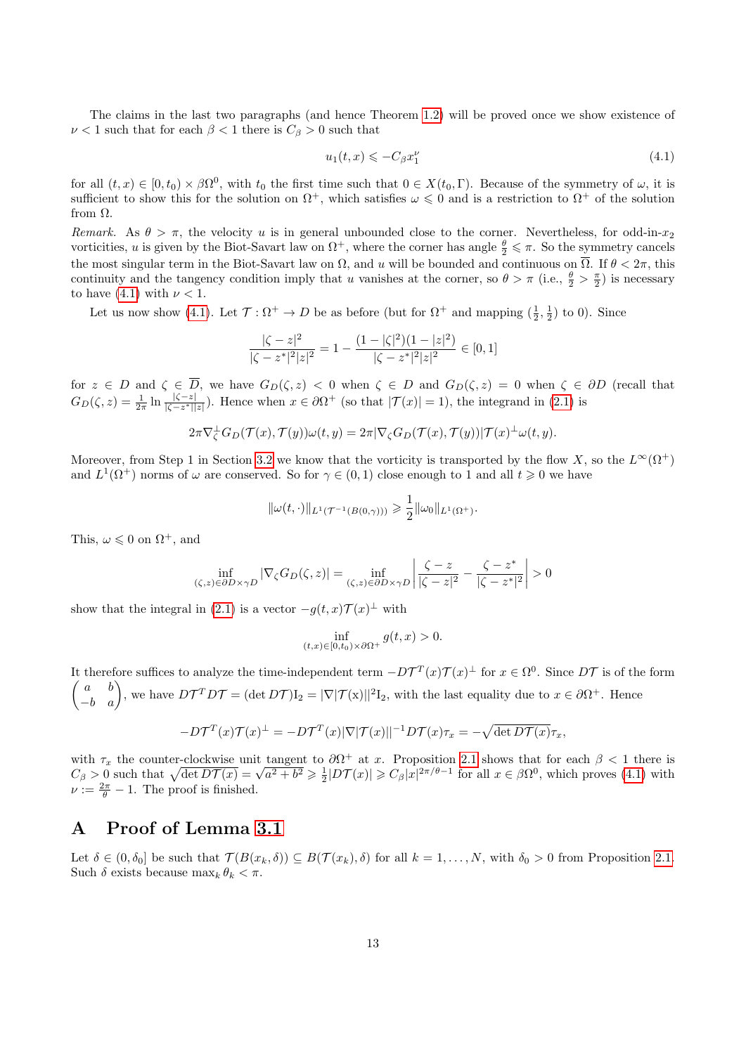The claims in the last two paragraphs (and hence Theorem 1.2) will be proved once we show existence of $\nu < 1$ such that for each $\beta < 1$ there is $C_\beta > 0$ such that

$$u_1(t,x) \leqslant -C_\beta x_1^\nu \tag{4.1}$$

for all $(t,x) \in [0,t_0) \times \beta\Omega^0$, with $t_0$ the first time such that $0 \in X(t_0, \Gamma)$. Because of the symmetry of $\omega$, it is sufficient to show this for the solution on $\Omega^+$, which satisfies $\omega \leqslant 0$ and is a restriction to $\Omega^+$ of the solution from $\Omega$.

*Remark.* As $\theta > \pi$, the velocity $u$ is in general unbounded close to the corner. Nevertheless, for odd-in-$x_2$ vorticities, $u$ is given by the Biot-Savart law on $\Omega^+$, where the corner has angle $\frac{\theta}{2} \leqslant \pi$. So the symmetry cancels the most singular term in the Biot-Savart law on $\Omega$, and $u$ will be bounded and continuous on $\overline{\Omega}$. If $\theta < 2\pi$, this continuity and the tangency condition imply that $u$ vanishes at the corner, so $\theta > \pi$ (i.e., $\frac{\theta}{2} > \frac{\pi}{2}$) is necessary to have (4.1) with $\nu < 1$.

Let us now show (4.1). Let $\mathcal{T} : \Omega^+ \to D$ be as before (but for $\Omega^+$ and mapping $(\frac{1}{2}, \frac{1}{2})$ to 0). Since

$$\frac{|\zeta - z|^2}{|\zeta - z^*|^2|z|^2} = 1 - \frac{(1-|\zeta|^2)(1-|z|^2)}{|\zeta - z^*|^2|z|^2} \in [0,1]$$

for $z \in D$ and $\zeta \in \overline{D}$, we have $G_D(\zeta, z) < 0$ when $\zeta \in D$ and $G_D(\zeta, z) = 0$ when $\zeta \in \partial D$ (recall that $G_D(\zeta, z) = \frac{1}{2\pi} \ln \frac{|\zeta - z|}{|\zeta - z^*||z|}$). Hence when $x \in \partial\Omega^+$ (so that $|\mathcal{T}(x)| = 1$), the integrand in (2.1) is

$$2\pi \nabla_\zeta^\perp G_D(\mathcal{T}(x), \mathcal{T}(y))\omega(t,y) = 2\pi |\nabla_\zeta G_D(\mathcal{T}(x), \mathcal{T}(y))| \mathcal{T}(x)^\perp \omega(t,y).$$

Moreover, from Step 1 in Section 3.2 we know that the vorticity is transported by the flow $X$, so the $L^\infty(\Omega^+)$ and $L^1(\Omega^+)$ norms of $\omega$ are conserved. So for $\gamma \in (0,1)$ close enough to 1 and all $t \geqslant 0$ we have

$$\|\omega(t,\cdot)\|_{L^1(\mathcal{T}^{-1}(B(0,\gamma)))} \geqslant \frac{1}{2}\|\omega_0\|_{L^1(\Omega^+)}.$$

This, $\omega \leqslant 0$ on $\Omega^+$, and

$$\inf_{(\zeta,z)\in\partial D\times\gamma D} |\nabla_\zeta G_D(\zeta,z)| = \inf_{(\zeta,z)\in\partial D\times\gamma D} \left| \frac{\zeta - z}{|\zeta - z|^2} - \frac{\zeta - z^*}{|\zeta - z^*|^2} \right| > 0$$

show that the integral in (2.1) is a vector $-g(t,x)\mathcal{T}(x)^\perp$ with

$$\inf_{(t,x)\in[0,t_0)\times\partial\Omega^+} g(t,x) > 0.$$

It therefore suffices to analyze the time-independent term $-D\mathcal{T}^T(x)\mathcal{T}(x)^\perp$ for $x \in \Omega^0$. Since $D\mathcal{T}$ is of the form $\begin{pmatrix} a & b \\ -b & a \end{pmatrix}$, we have $D\mathcal{T}^T D\mathcal{T} = (\det D\mathcal{T})\mathrm{I}_2 = |\nabla|\mathcal{T}(\mathrm{x})||^2 \mathrm{I}_2$, with the last equality due to $x \in \partial\Omega^+$. Hence

$$-D\mathcal{T}^T(x)\mathcal{T}(x)^\perp = -D\mathcal{T}^T(x)|\nabla|\mathcal{T}(x)||^{-1}D\mathcal{T}(x)\tau_x = -\sqrt{\det D\mathcal{T}(x)}\,\tau_x,$$

with $\tau_x$ the counter-clockwise unit tangent to $\partial\Omega^+$ at $x$. Proposition 2.1 shows that for each $\beta < 1$ there is $C_\beta > 0$ such that $\sqrt{\det D\mathcal{T}(x)} = \sqrt{a^2+b^2} \geqslant \frac{1}{2}|D\mathcal{T}(x)| \geqslant C_\beta |x|^{2\pi/\theta - 1}$ for all $x \in \beta\Omega^0$, which proves (4.1) with $\nu := \frac{2\pi}{\theta} - 1$. The proof is finished.

# A Proof of Lemma 3.1

Let $\delta \in (0, \delta_0]$ be such that $\mathcal{T}(B(x_k, \delta)) \subseteq B(\mathcal{T}(x_k), \delta)$ for all $k = 1, \ldots, N$, with $\delta_0 > 0$ from Proposition 2.1. Such $\delta$ exists because $\max_k \theta_k < \pi$.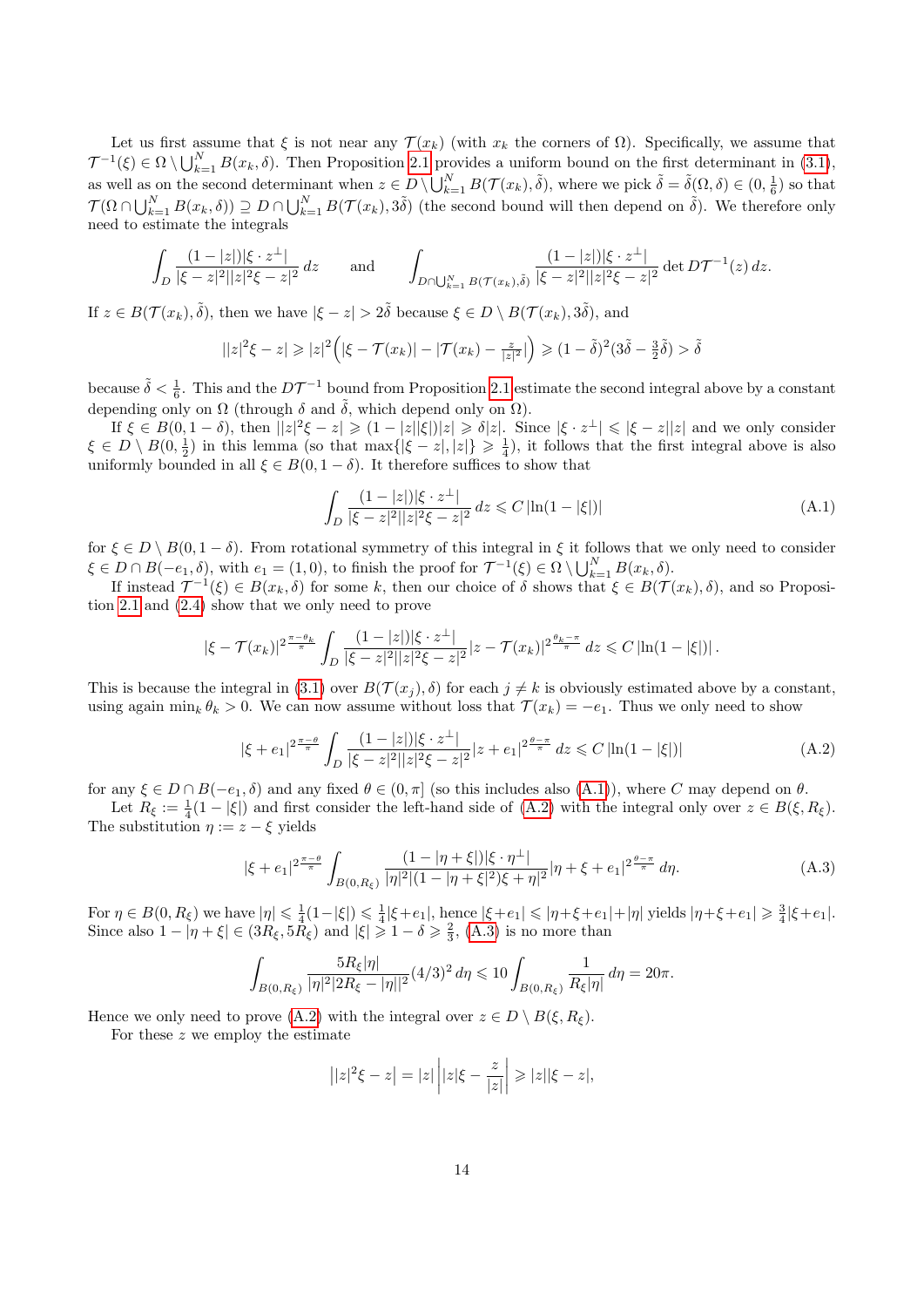Let us first assume that $\xi$ is not near any $\mathcal{T}(x_k)$ (with $x_k$ the corners of $\Omega$). Specifically, we assume that $\mathcal{T}^{-1}(\xi) \in \Omega \setminus \bigcup_{k=1}^N B(x_k, \delta)$. Then Proposition 2.1 provides a uniform bound on the first determinant in (3.1), as well as on the second determinant when $z \in D \setminus \bigcup_{k=1}^N B(\mathcal{T}(x_k), \tilde{\delta})$, where we pick $\tilde{\delta} = \tilde{\delta}(\Omega, \delta) \in (0, \frac{1}{6})$ so that $\mathcal{T}(\Omega \cap \bigcup_{k=1}^N B(x_k, \delta)) \supseteq D \cap \bigcup_{k=1}^N B(\mathcal{T}(x_k), 3\tilde{\delta})$ (the second bound will then depend on $\tilde{\delta}$). We therefore only need to estimate the integrals

$$\int_D \frac{(1-|z|)|\xi \cdot z^\perp|}{|\xi - z|^2 ||z|^2 \xi - z|^2} \, dz \qquad \text{and} \qquad \int_{D \cap \bigcup_{k=1}^N B(\mathcal{T}(x_k), \tilde{\delta})} \frac{(1-|z|)|\xi \cdot z^\perp|}{|\xi - z|^2 ||z|^2 \xi - z|^2} \det D\mathcal{T}^{-1}(z) \, dz.$$

If $z \in B(\mathcal{T}(x_k), \tilde{\delta})$, then we have $|\xi - z| > 2\tilde{\delta}$ because $\xi \in D \setminus B(\mathcal{T}(x_k), 3\tilde{\delta})$, and

$$||z|^2 \xi - z| \geqslant |z|^2 \Big( |\xi - \mathcal{T}(x_k)| - |\mathcal{T}(x_k) - \tfrac{z}{|z|^2}| \Big) \geqslant (1 - \tilde{\delta})^2 (3\tilde{\delta} - \tfrac{3}{2}\tilde{\delta}) > \tilde{\delta}$$

because $\tilde{\delta} < \frac{1}{6}$. This and the $D\mathcal{T}^{-1}$ bound from Proposition 2.1 estimate the second integral above by a constant depending only on $\Omega$ (through $\delta$ and $\tilde{\delta}$, which depend only on $\Omega$).

If $\xi \in B(0, 1-\delta)$, then $||z|^2 \xi - z| \geqslant (1 - |z||\xi|)|z| \geqslant \delta |z|$. Since $|\xi \cdot z^\perp| \leqslant |\xi - z||z|$ and we only consider $\xi \in D \setminus B(0, \frac{1}{2})$ in this lemma (so that $\max\{|\xi - z|, |z|\} \geqslant \frac{1}{4}$), it follows that the first integral above is also uniformly bounded in all $\xi \in B(0, 1-\delta)$. It therefore suffices to show that

$$\int_D \frac{(1-|z|)|\xi \cdot z^\perp|}{|\xi - z|^2 ||z|^2 \xi - z|^2} \, dz \leqslant C \, |\ln(1 - |\xi|)| \tag{A.1}$$

for $\xi \in D \setminus B(0, 1-\delta)$. From rotational symmetry of this integral in $\xi$ it follows that we only need to consider $\xi \in D \cap B(-e_1, \delta)$, with $e_1 = (1, 0)$, to finish the proof for $\mathcal{T}^{-1}(\xi) \in \Omega \setminus \bigcup_{k=1}^N B(x_k, \delta)$.

If instead $\mathcal{T}^{-1}(\xi) \in B(x_k, \delta)$ for some $k$, then our choice of $\delta$ shows that $\xi \in B(\mathcal{T}(x_k), \delta)$, and so Proposition 2.1 and (2.4) show that we only need to prove

$$|\xi - \mathcal{T}(x_k)|^{2\frac{\pi - \theta_k}{\pi}} \int_D \frac{(1-|z|)|\xi \cdot z^\perp|}{|\xi - z|^2 ||z|^2 \xi - z|^2} |z - \mathcal{T}(x_k)|^{2\frac{\theta_k - \pi}{\pi}} \, dz \leqslant C \, |\ln(1 - |\xi|)| \, .$$

This is because the integral in (3.1) over $B(\mathcal{T}(x_j), \delta)$ for each $j \neq k$ is obviously estimated above by a constant, using again $\min_k \theta_k > 0$. We can now assume without loss that $\mathcal{T}(x_k) = -e_1$. Thus we only need to show

$$|\xi + e_1|^{2\frac{\pi - \theta}{\pi}} \int_D \frac{(1-|z|)|\xi \cdot z^\perp|}{|\xi - z|^2 ||z|^2 \xi - z|^2} |z + e_1|^{2\frac{\theta - \pi}{\pi}} \, dz \leqslant C \, |\ln(1 - |\xi|)| \tag{A.2}$$

for any $\xi \in D \cap B(-e_1, \delta)$ and any fixed $\theta \in (0, \pi]$ (so this includes also (A.1)), where $C$ may depend on $\theta$.

Let $R_\xi := \frac{1}{4}(1 - |\xi|)$ and first consider the left-hand side of (A.2) with the integral only over $z \in B(\xi, R_\xi)$. The substitution $\eta := z - \xi$ yields

$$|\xi + e_1|^{2\frac{\pi - \theta}{\pi}} \int_{B(0, R_\xi)} \frac{(1 - |\eta + \xi|)|\xi \cdot \eta^\perp|}{|\eta|^2 |(1 - |\eta + \xi|^2)\xi + \eta|^2} |\eta + \xi + e_1|^{2\frac{\theta - \pi}{\pi}} \, d\eta. \tag{A.3}$$

For $\eta \in B(0, R_\xi)$ we have $|\eta| \leqslant \frac{1}{4}(1 - |\xi|) \leqslant \frac{1}{4}|\xi + e_1|$, hence $|\xi + e_1| \leqslant |\eta + \xi + e_1| + |\eta|$ yields $|\eta + \xi + e_1| \geqslant \frac{3}{4}|\xi + e_1|$. Since also $1 - |\eta + \xi| \in (3R_\xi, 5R_\xi)$ and $|\xi| \geqslant 1 - \delta \geqslant \frac{2}{3}$, (A.3) is no more than

$$\int_{B(0, R_\xi)} \frac{5R_\xi |\eta|}{|\eta|^2 |2R_\xi - |\eta||^2} (4/3)^2 \, d\eta \leqslant 10 \int_{B(0, R_\xi)} \frac{1}{R_\xi |\eta|} \, d\eta = 20\pi.$$

Hence we only need to prove (A.2) with the integral over $z \in D \setminus B(\xi, R_\xi)$.

For these $z$ we employ the estimate

$$\big||z|^2 \xi - z\big| = |z| \left| |z|\xi - \frac{z}{|z|} \right| \geqslant |z||\xi - z|,$$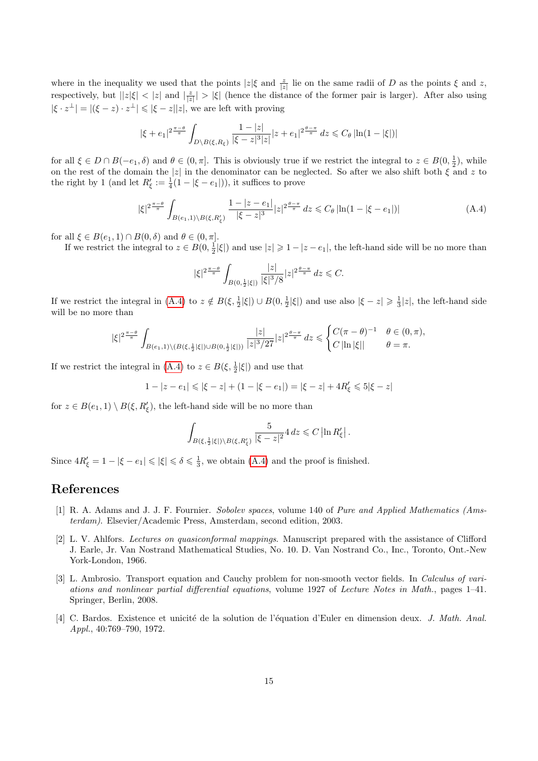where in the inequality we used that the points $|z|\xi$ and $\frac{z}{|z|}$ lie on the same radii of $D$ as the points $\xi$ and $z$, respectively, but $||z|\xi| < |z|$ and $|\frac{z}{|z|}| > |\xi|$ (hence the distance of the former pair is larger). After also using $|\xi \cdot z^\perp| = |(\xi - z) \cdot z^\perp| \leqslant |\xi - z||z|$, we are left with proving

$$|\xi + e_1|^{2\frac{\pi-\theta}{\pi}} \int_{D \setminus B(\xi, R_\xi)} \frac{1-|z|}{|\xi - z|^3 |z|} |z + e_1|^{2\frac{\theta-\pi}{\pi}} \, dz \leqslant C_\theta \, |\ln(1 - |\xi|)|$$

for all $\xi \in D \cap B(-e_1, \delta)$ and $\theta \in (0, \pi]$. This is obviously true if we restrict the integral to $z \in B(0, \frac{1}{2})$, while on the rest of the domain the $|z|$ in the denominator can be neglected. So after we also shift both $\xi$ and $z$ to the right by 1 (and let $R'_\xi := \frac{1}{4}(1 - |\xi - e_1|)$), it suffices to prove

$$|\xi|^{2\frac{\pi-\theta}{\pi}} \int_{B(e_1,1) \setminus B(\xi, R'_\xi)} \frac{1 - |z - e_1|}{|\xi - z|^3} |z|^{2\frac{\theta-\pi}{\pi}} \, dz \leqslant C_\theta \, |\ln(1 - |\xi - e_1|)| \tag{A.4}$$

for all $\xi \in B(e_1, 1) \cap B(0, \delta)$ and $\theta \in (0, \pi]$.

If we restrict the integral to $z \in B(0, \frac{1}{2}|\xi|)$ and use $|z| \geqslant 1 - |z - e_1|$, the left-hand side will be no more than

$$|\xi|^{2\frac{\pi-\theta}{\pi}} \int_{B(0, \frac{1}{2}|\xi|)} \frac{|z|}{|\xi|^3/8} |z|^{2\frac{\theta-\pi}{\pi}} \, dz \leqslant C.$$

If we restrict the integral in (A.4) to $z \notin B(\xi, \frac{1}{2}|\xi|) \cup B(0, \frac{1}{2}|\xi|)$ and use also $|\xi - z| \geqslant \frac{1}{3}|z|$, the left-hand side will be no more than

$$|\xi|^{2\frac{\pi-\theta}{\pi}} \int_{B(e_1,1) \setminus (B(\xi, \frac{1}{2}|\xi|) \cup B(0, \frac{1}{2}|\xi|))} \frac{|z|}{|z|^3/27} |z|^{2\frac{\theta-\pi}{\pi}} \, dz \leqslant \begin{cases} C(\pi - \theta)^{-1} & \theta \in (0, \pi), \\ C \, |\ln |\xi|| & \theta = \pi. \end{cases}$$

If we restrict the integral in (A.4) to $z \in B(\xi, \frac{1}{2}|\xi|)$ and use that

$$1 - |z - e_1| \leqslant |\xi - z| + (1 - |\xi - e_1|) = |\xi - z| + 4R'_\xi \leqslant 5|\xi - z|$$

for $z \in B(e_1, 1) \setminus B(\xi, R'_\xi)$, the left-hand side will be no more than

$$\int_{B(\xi, \frac{1}{2}|\xi|) \setminus B(\xi, R'_\xi)} \frac{5}{|\xi - z|^2} 4 \, dz \leqslant C \left| \ln R'_\xi \right|.$$

Since $4R'_\xi = 1 - |\xi - e_1| \leqslant |\xi| \leqslant \delta \leqslant \frac{1}{3}$, we obtain (A.4) and the proof is finished.

## References

[1] R. A. Adams and J. J. F. Fournier. *Sobolev spaces*, volume 140 of *Pure and Applied Mathematics (Amsterdam)*. Elsevier/Academic Press, Amsterdam, second edition, 2003.

[2] L. V. Ahlfors. *Lectures on quasiconformal mappings*. Manuscript prepared with the assistance of Clifford J. Earle, Jr. Van Nostrand Mathematical Studies, No. 10. D. Van Nostrand Co., Inc., Toronto, Ont.-New York-London, 1966.

[3] L. Ambrosio. Transport equation and Cauchy problem for non-smooth vector fields. In *Calculus of variations and nonlinear partial differential equations*, volume 1927 of *Lecture Notes in Math.*, pages 1–41. Springer, Berlin, 2008.

[4] C. Bardos. Existence et unicité de la solution de l'équation d'Euler en dimension deux. *J. Math. Anal. Appl.*, 40:769–790, 1972.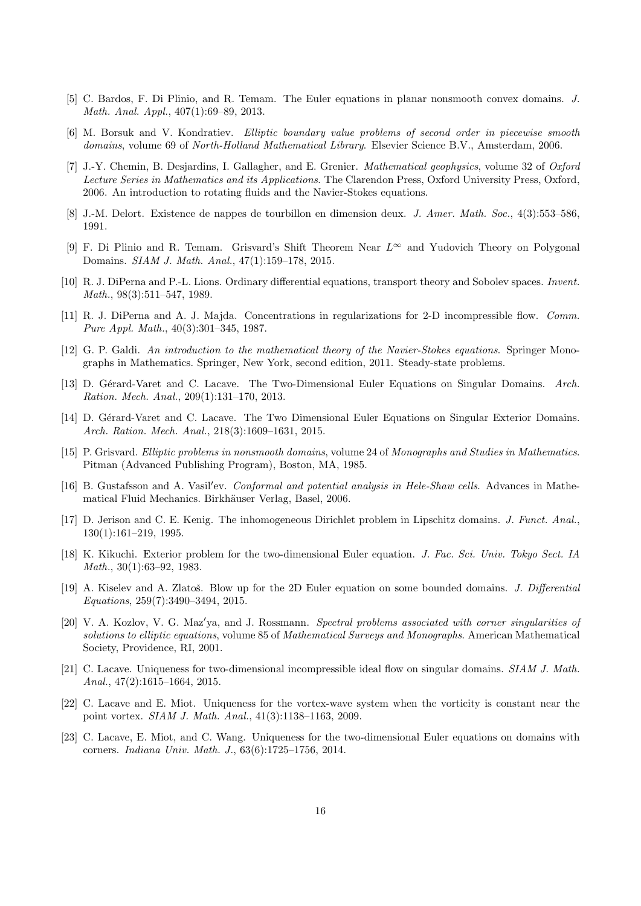[5] C. Bardos, F. Di Plinio, and R. Temam. The Euler equations in planar nonsmooth convex domains. *J. Math. Anal. Appl.*, 407(1):69–89, 2013.

[6] M. Borsuk and V. Kondratiev. *Elliptic boundary value problems of second order in piecewise smooth domains*, volume 69 of *North-Holland Mathematical Library*. Elsevier Science B.V., Amsterdam, 2006.

[7] J.-Y. Chemin, B. Desjardins, I. Gallagher, and E. Grenier. *Mathematical geophysics*, volume 32 of *Oxford Lecture Series in Mathematics and its Applications*. The Clarendon Press, Oxford University Press, Oxford, 2006. An introduction to rotating fluids and the Navier-Stokes equations.

[8] J.-M. Delort. Existence de nappes de tourbillon en dimension deux. *J. Amer. Math. Soc.*, 4(3):553–586, 1991.

[9] F. Di Plinio and R. Temam. Grisvard's Shift Theorem Near $L^\infty$ and Yudovich Theory on Polygonal Domains. *SIAM J. Math. Anal.*, 47(1):159–178, 2015.

[10] R. J. DiPerna and P.-L. Lions. Ordinary differential equations, transport theory and Sobolev spaces. *Invent. Math.*, 98(3):511–547, 1989.

[11] R. J. DiPerna and A. J. Majda. Concentrations in regularizations for 2-D incompressible flow. *Comm. Pure Appl. Math.*, 40(3):301–345, 1987.

[12] G. P. Galdi. *An introduction to the mathematical theory of the Navier-Stokes equations*. Springer Monographs in Mathematics. Springer, New York, second edition, 2011. Steady-state problems.

[13] D. Gérard-Varet and C. Lacave. The Two-Dimensional Euler Equations on Singular Domains. *Arch. Ration. Mech. Anal.*, 209(1):131–170, 2013.

[14] D. Gérard-Varet and C. Lacave. The Two Dimensional Euler Equations on Singular Exterior Domains. *Arch. Ration. Mech. Anal.*, 218(3):1609–1631, 2015.

[15] P. Grisvard. *Elliptic problems in nonsmooth domains*, volume 24 of *Monographs and Studies in Mathematics*. Pitman (Advanced Publishing Program), Boston, MA, 1985.

[16] B. Gustafsson and A. Vasil′ev. *Conformal and potential analysis in Hele-Shaw cells*. Advances in Mathematical Fluid Mechanics. Birkhäuser Verlag, Basel, 2006.

[17] D. Jerison and C. E. Kenig. The inhomogeneous Dirichlet problem in Lipschitz domains. *J. Funct. Anal.*, 130(1):161–219, 1995.

[18] K. Kikuchi. Exterior problem for the two-dimensional Euler equation. *J. Fac. Sci. Univ. Tokyo Sect. IA Math.*, 30(1):63–92, 1983.

[19] A. Kiselev and A. Zlatoš. Blow up for the 2D Euler equation on some bounded domains. *J. Differential Equations*, 259(7):3490–3494, 2015.

[20] V. A. Kozlov, V. G. Maz′ya, and J. Rossmann. *Spectral problems associated with corner singularities of solutions to elliptic equations*, volume 85 of *Mathematical Surveys and Monographs*. American Mathematical Society, Providence, RI, 2001.

[21] C. Lacave. Uniqueness for two-dimensional incompressible ideal flow on singular domains. *SIAM J. Math. Anal.*, 47(2):1615–1664, 2015.

[22] C. Lacave and E. Miot. Uniqueness for the vortex-wave system when the vorticity is constant near the point vortex. *SIAM J. Math. Anal.*, 41(3):1138–1163, 2009.

[23] C. Lacave, E. Miot, and C. Wang. Uniqueness for the two-dimensional Euler equations on domains with corners. *Indiana Univ. Math. J.*, 63(6):1725–1756, 2014.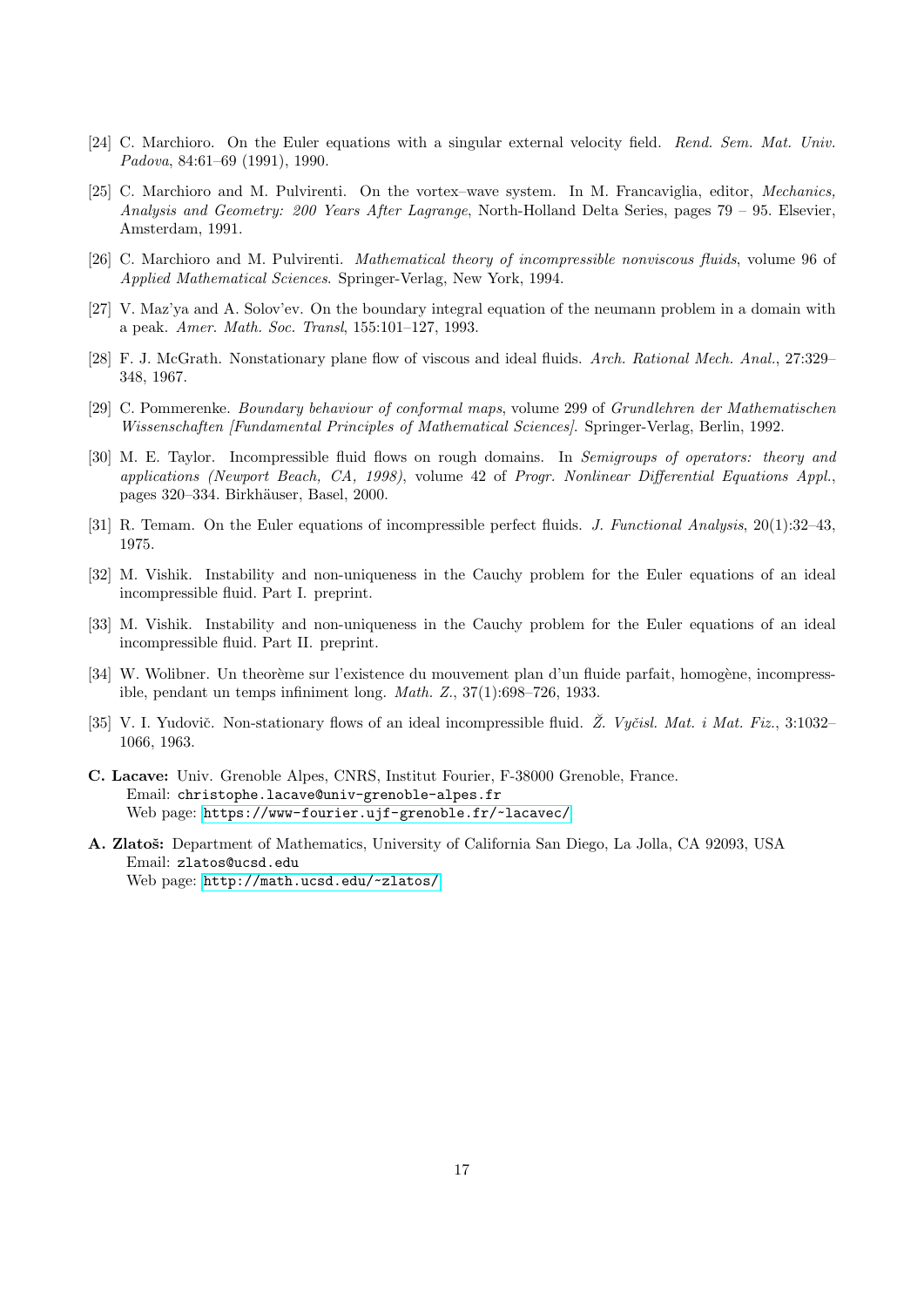[24] C. Marchioro. On the Euler equations with a singular external velocity field. *Rend. Sem. Mat. Univ. Padova*, 84:61–69 (1991), 1990.

[25] C. Marchioro and M. Pulvirenti. On the vortex–wave system. In M. Francaviglia, editor, *Mechanics, Analysis and Geometry: 200 Years After Lagrange*, North-Holland Delta Series, pages 79 – 95. Elsevier, Amsterdam, 1991.

[26] C. Marchioro and M. Pulvirenti. *Mathematical theory of incompressible nonviscous fluids*, volume 96 of *Applied Mathematical Sciences*. Springer-Verlag, New York, 1994.

[27] V. Maz'ya and A. Solov'ev. On the boundary integral equation of the neumann problem in a domain with a peak. *Amer. Math. Soc. Transl*, 155:101–127, 1993.

[28] F. J. McGrath. Nonstationary plane flow of viscous and ideal fluids. *Arch. Rational Mech. Anal.*, 27:329–348, 1967.

[29] C. Pommerenke. *Boundary behaviour of conformal maps*, volume 299 of *Grundlehren der Mathematischen Wissenschaften [Fundamental Principles of Mathematical Sciences]*. Springer-Verlag, Berlin, 1992.

[30] M. E. Taylor. Incompressible fluid flows on rough domains. In *Semigroups of operators: theory and applications (Newport Beach, CA, 1998)*, volume 42 of *Progr. Nonlinear Differential Equations Appl.*, pages 320–334. Birkhäuser, Basel, 2000.

[31] R. Temam. On the Euler equations of incompressible perfect fluids. *J. Functional Analysis*, 20(1):32–43, 1975.

[32] M. Vishik. Instability and non-uniqueness in the Cauchy problem for the Euler equations of an ideal incompressible fluid. Part I. preprint.

[33] M. Vishik. Instability and non-uniqueness in the Cauchy problem for the Euler equations of an ideal incompressible fluid. Part II. preprint.

[34] W. Wolibner. Un theorème sur l'existence du mouvement plan d'un fluide parfait, homogène, incompressible, pendant un temps infiniment long. *Math. Z.*, 37(1):698–726, 1933.

[35] V. I. Yudovič. Non-stationary flows of an ideal incompressible fluid. *Ž. Vyčisl. Mat. i Mat. Fiz.*, 3:1032–1066, 1963.

**C. Lacave:** Univ. Grenoble Alpes, CNRS, Institut Fourier, F-38000 Grenoble, France.
Email: christophe.lacave@univ-grenoble-alpes.fr
Web page: https://www-fourier.ujf-grenoble.fr/~lacavec/

**A. Zlatoš:** Department of Mathematics, University of California San Diego, La Jolla, CA 92093, USA
Email: zlatos@ucsd.edu
Web page: http://math.ucsd.edu/~zlatos/